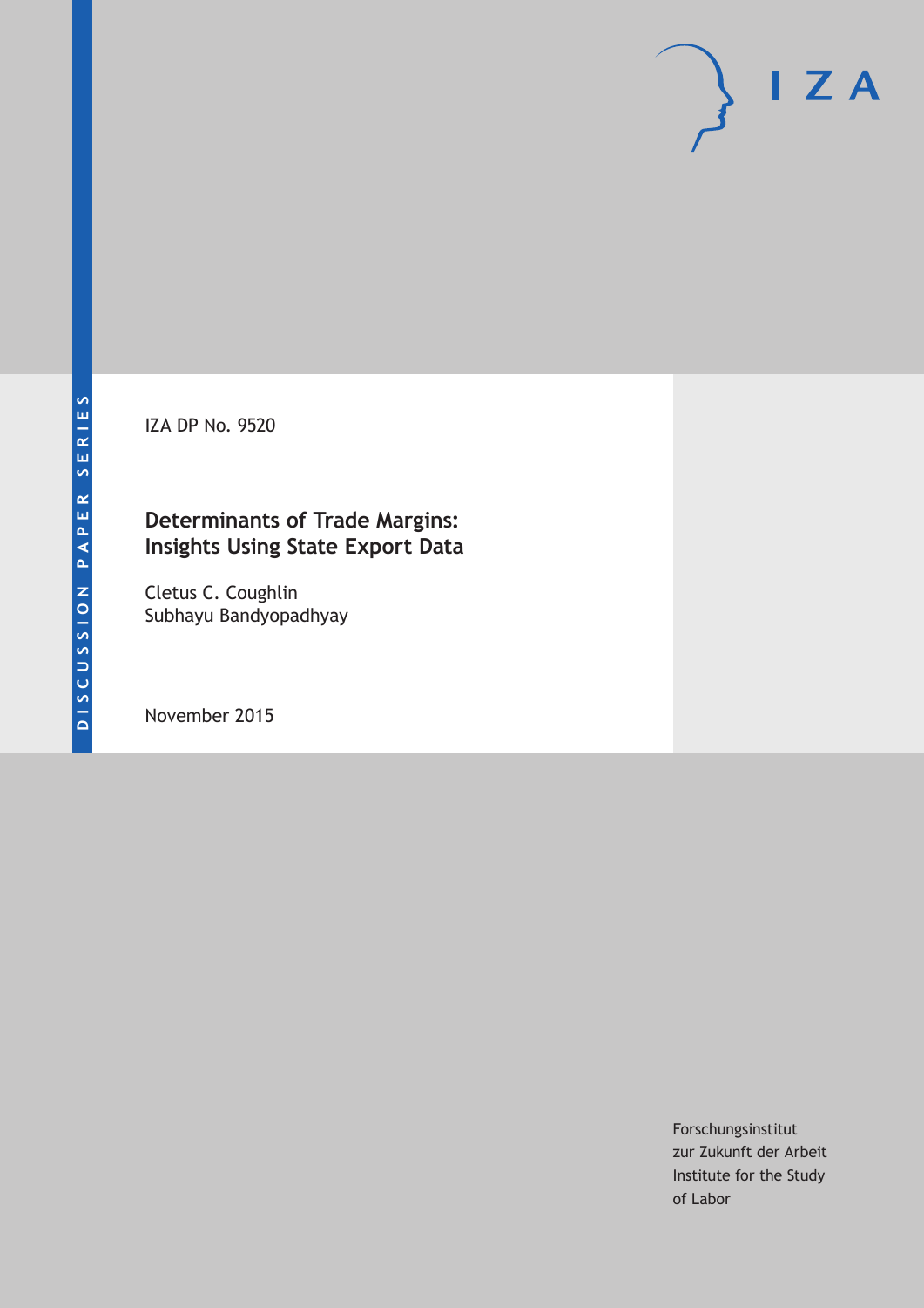DISCUSSION PAPER SERIES

IZA

IZA DP No. 9520

# Determinants of Trade Margins: Insights Using State Export Data

Cletus C. Coughlin
Subhayu Bandyopadhyay

November 2015

Forschungsinstitut
zur Zukunft der Arbeit
Institute for the Study
of Labor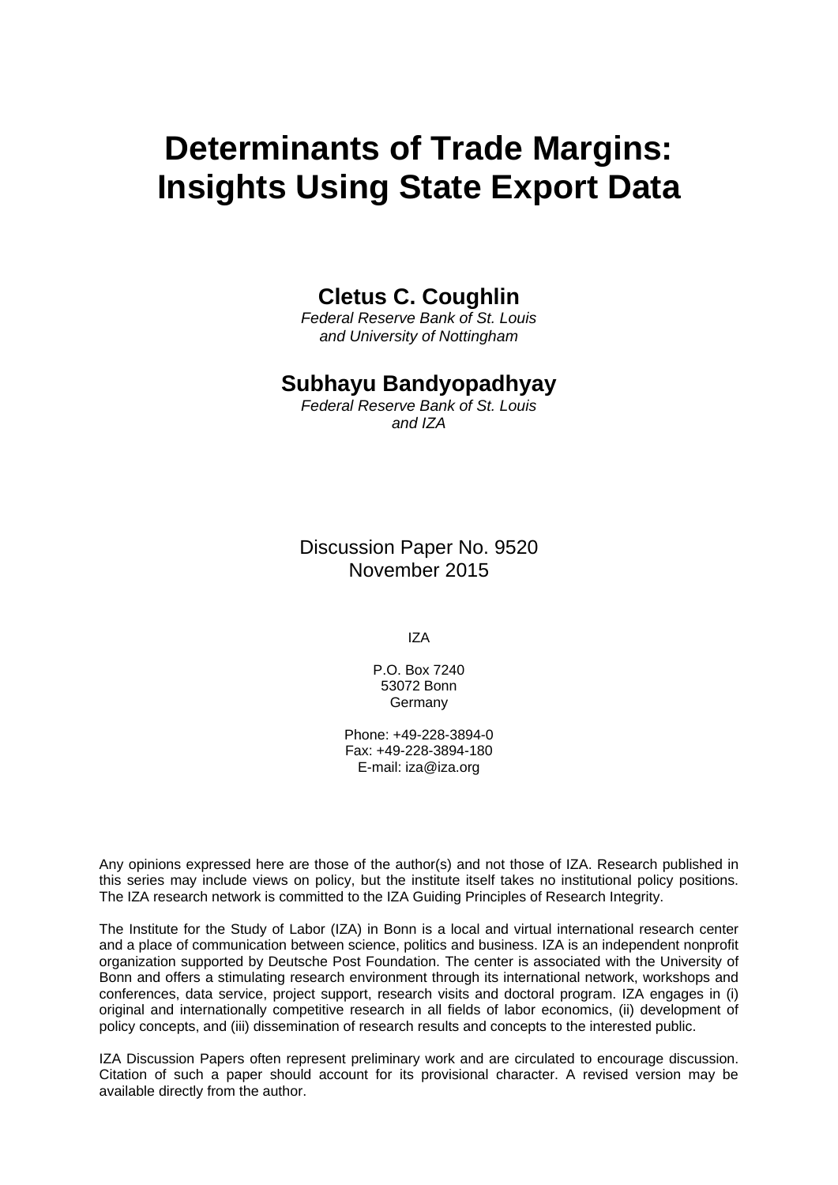# Determinants of Trade Margins: Insights Using State Export Data

**Cletus C. Coughlin**

*Federal Reserve Bank of St. Louis and University of Nottingham*

**Subhayu Bandyopadhyay**

*Federal Reserve Bank of St. Louis and IZA*

Discussion Paper No. 9520
November 2015

IZA

P.O. Box 7240
53072 Bonn
Germany

Phone: +49-228-3894-0
Fax: +49-228-3894-180
E-mail: iza@iza.org

Any opinions expressed here are those of the author(s) and not those of IZA. Research published in this series may include views on policy, but the institute itself takes no institutional policy positions. The IZA research network is committed to the IZA Guiding Principles of Research Integrity.

The Institute for the Study of Labor (IZA) in Bonn is a local and virtual international research center and a place of communication between science, politics and business. IZA is an independent nonprofit organization supported by Deutsche Post Foundation. The center is associated with the University of Bonn and offers a stimulating research environment through its international network, workshops and conferences, data service, project support, research visits and doctoral program. IZA engages in (i) original and internationally competitive research in all fields of labor economics, (ii) development of policy concepts, and (iii) dissemination of research results and concepts to the interested public.

IZA Discussion Papers often represent preliminary work and are circulated to encourage discussion. Citation of such a paper should account for its provisional character. A revised version may be available directly from the author.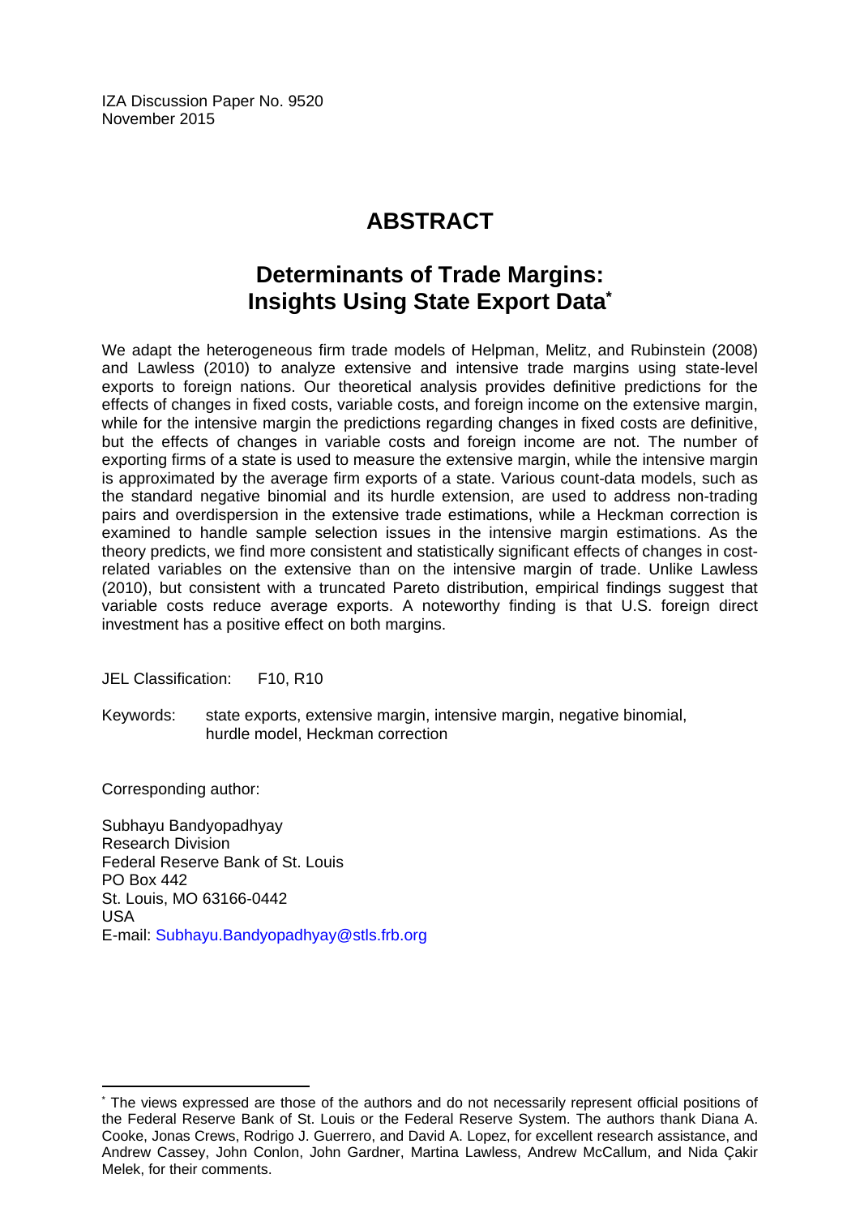IZA Discussion Paper No. 9520
November 2015

# ABSTRACT

## Determinants of Trade Margins: Insights Using State Export Data*

We adapt the heterogeneous firm trade models of Helpman, Melitz, and Rubinstein (2008) and Lawless (2010) to analyze extensive and intensive trade margins using state-level exports to foreign nations. Our theoretical analysis provides definitive predictions for the effects of changes in fixed costs, variable costs, and foreign income on the extensive margin, while for the intensive margin the predictions regarding changes in fixed costs are definitive, but the effects of changes in variable costs and foreign income are not. The number of exporting firms of a state is used to measure the extensive margin, while the intensive margin is approximated by the average firm exports of a state. Various count-data models, such as the standard negative binomial and its hurdle extension, are used to address non-trading pairs and overdispersion in the extensive trade estimations, while a Heckman correction is examined to handle sample selection issues in the intensive margin estimations. As the theory predicts, we find more consistent and statistically significant effects of changes in cost-related variables on the extensive than on the intensive margin of trade. Unlike Lawless (2010), but consistent with a truncated Pareto distribution, empirical findings suggest that variable costs reduce average exports. A noteworthy finding is that U.S. foreign direct investment has a positive effect on both margins.

JEL Classification: F10, R10

Keywords: state exports, extensive margin, intensive margin, negative binomial, hurdle model, Heckman correction

Corresponding author:

Subhayu Bandyopadhyay
Research Division
Federal Reserve Bank of St. Louis
PO Box 442
St. Louis, MO 63166-0442
USA
E-mail: Subhayu.Bandyopadhyay@stls.frb.org

---

* The views expressed are those of the authors and do not necessarily represent official positions of the Federal Reserve Bank of St. Louis or the Federal Reserve System. The authors thank Diana A. Cooke, Jonas Crews, Rodrigo J. Guerrero, and David A. Lopez, for excellent research assistance, and Andrew Cassey, John Conlon, John Gardner, Martina Lawless, Andrew McCallum, and Nida Çakir Melek, for their comments.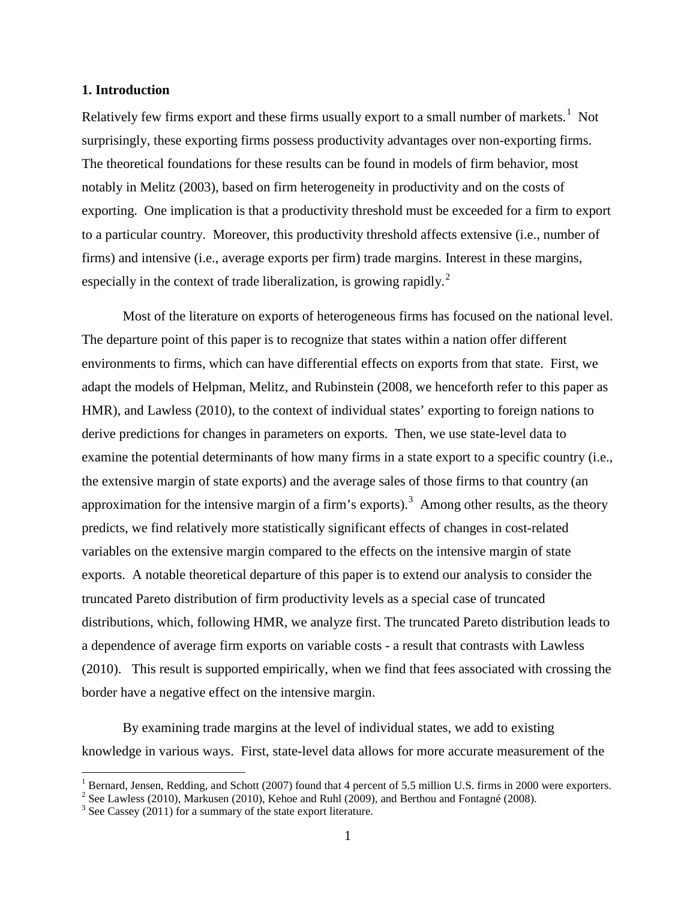## 1. Introduction

Relatively few firms export and these firms usually export to a small number of markets.[1] Not surprisingly, these exporting firms possess productivity advantages over non-exporting firms. The theoretical foundations for these results can be found in models of firm behavior, most notably in Melitz (2003), based on firm heterogeneity in productivity and on the costs of exporting. One implication is that a productivity threshold must be exceeded for a firm to export to a particular country. Moreover, this productivity threshold affects extensive (i.e., number of firms) and intensive (i.e., average exports per firm) trade margins. Interest in these margins, especially in the context of trade liberalization, is growing rapidly.[2]

Most of the literature on exports of heterogeneous firms has focused on the national level. The departure point of this paper is to recognize that states within a nation offer different environments to firms, which can have differential effects on exports from that state. First, we adapt the models of Helpman, Melitz, and Rubinstein (2008, we henceforth refer to this paper as HMR), and Lawless (2010), to the context of individual states' exporting to foreign nations to derive predictions for changes in parameters on exports. Then, we use state-level data to examine the potential determinants of how many firms in a state export to a specific country (i.e., the extensive margin of state exports) and the average sales of those firms to that country (an approximation for the intensive margin of a firm's exports).[3] Among other results, as the theory predicts, we find relatively more statistically significant effects of changes in cost-related variables on the extensive margin compared to the effects on the intensive margin of state exports. A notable theoretical departure of this paper is to extend our analysis to consider the truncated Pareto distribution of firm productivity levels as a special case of truncated distributions, which, following HMR, we analyze first. The truncated Pareto distribution leads to a dependence of average firm exports on variable costs - a result that contrasts with Lawless (2010). This result is supported empirically, when we find that fees associated with crossing the border have a negative effect on the intensive margin.

By examining trade margins at the level of individual states, we add to existing knowledge in various ways. First, state-level data allows for more accurate measurement of the

[1] Bernard, Jensen, Redding, and Schott (2007) found that 4 percent of 5.5 million U.S. firms in 2000 were exporters.

[2] See Lawless (2010), Markusen (2010), Kehoe and Ruhl (2009), and Berthou and Fontagné (2008).

[3] See Cassey (2011) for a summary of the state export literature.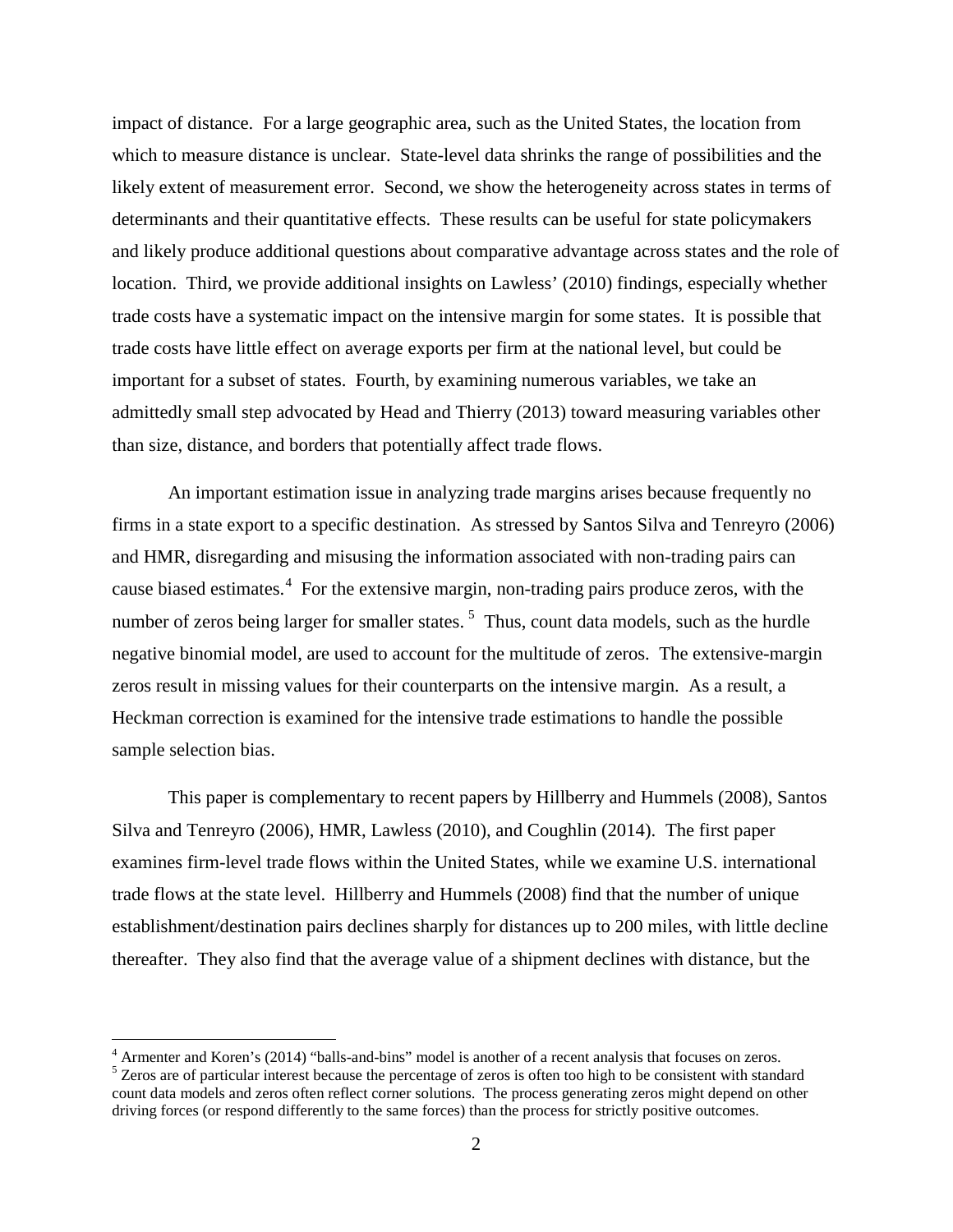impact of distance. For a large geographic area, such as the United States, the location from which to measure distance is unclear. State-level data shrinks the range of possibilities and the likely extent of measurement error. Second, we show the heterogeneity across states in terms of determinants and their quantitative effects. These results can be useful for state policymakers and likely produce additional questions about comparative advantage across states and the role of location. Third, we provide additional insights on Lawless' (2010) findings, especially whether trade costs have a systematic impact on the intensive margin for some states. It is possible that trade costs have little effect on average exports per firm at the national level, but could be important for a subset of states. Fourth, by examining numerous variables, we take an admittedly small step advocated by Head and Thierry (2013) toward measuring variables other than size, distance, and borders that potentially affect trade flows.

An important estimation issue in analyzing trade margins arises because frequently no firms in a state export to a specific destination. As stressed by Santos Silva and Tenreyro (2006) and HMR, disregarding and misusing the information associated with non-trading pairs can cause biased estimates.[4] For the extensive margin, non-trading pairs produce zeros, with the number of zeros being larger for smaller states.[5] Thus, count data models, such as the hurdle negative binomial model, are used to account for the multitude of zeros. The extensive-margin zeros result in missing values for their counterparts on the intensive margin. As a result, a Heckman correction is examined for the intensive trade estimations to handle the possible sample selection bias.

This paper is complementary to recent papers by Hillberry and Hummels (2008), Santos Silva and Tenreyro (2006), HMR, Lawless (2010), and Coughlin (2014). The first paper examines firm-level trade flows within the United States, while we examine U.S. international trade flows at the state level. Hillberry and Hummels (2008) find that the number of unique establishment/destination pairs declines sharply for distances up to 200 miles, with little decline thereafter. They also find that the average value of a shipment declines with distance, but the

---

[4] Armenter and Koren's (2014) "balls-and-bins" model is another of a recent analysis that focuses on zeros.

[5] Zeros are of particular interest because the percentage of zeros is often too high to be consistent with standard count data models and zeros often reflect corner solutions. The process generating zeros might depend on other driving forces (or respond differently to the same forces) than the process for strictly positive outcomes.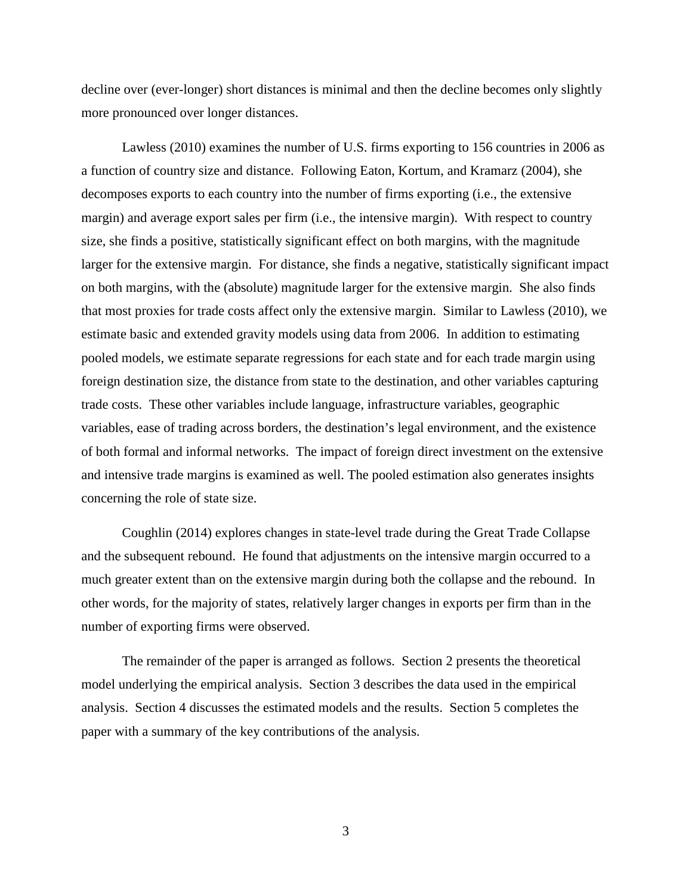decline over (ever-longer) short distances is minimal and then the decline becomes only slightly more pronounced over longer distances.

Lawless (2010) examines the number of U.S. firms exporting to 156 countries in 2006 as a function of country size and distance. Following Eaton, Kortum, and Kramarz (2004), she decomposes exports to each country into the number of firms exporting (i.e., the extensive margin) and average export sales per firm (i.e., the intensive margin). With respect to country size, she finds a positive, statistically significant effect on both margins, with the magnitude larger for the extensive margin. For distance, she finds a negative, statistically significant impact on both margins, with the (absolute) magnitude larger for the extensive margin. She also finds that most proxies for trade costs affect only the extensive margin. Similar to Lawless (2010), we estimate basic and extended gravity models using data from 2006. In addition to estimating pooled models, we estimate separate regressions for each state and for each trade margin using foreign destination size, the distance from state to the destination, and other variables capturing trade costs. These other variables include language, infrastructure variables, geographic variables, ease of trading across borders, the destination's legal environment, and the existence of both formal and informal networks. The impact of foreign direct investment on the extensive and intensive trade margins is examined as well. The pooled estimation also generates insights concerning the role of state size.

Coughlin (2014) explores changes in state-level trade during the Great Trade Collapse and the subsequent rebound. He found that adjustments on the intensive margin occurred to a much greater extent than on the extensive margin during both the collapse and the rebound. In other words, for the majority of states, relatively larger changes in exports per firm than in the number of exporting firms were observed.

The remainder of the paper is arranged as follows. Section 2 presents the theoretical model underlying the empirical analysis. Section 3 describes the data used in the empirical analysis. Section 4 discusses the estimated models and the results. Section 5 completes the paper with a summary of the key contributions of the analysis.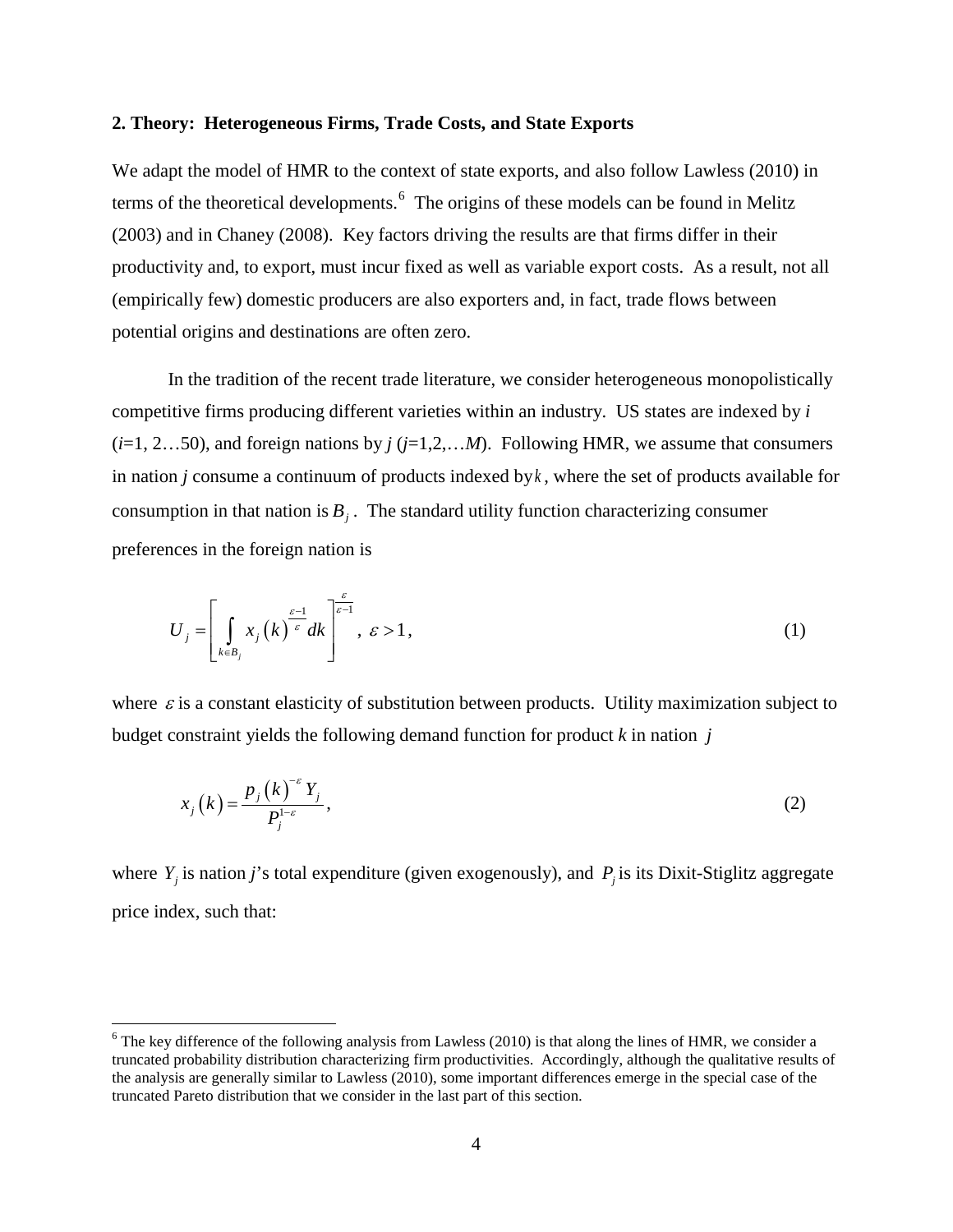## 2. Theory: Heterogeneous Firms, Trade Costs, and State Exports

We adapt the model of HMR to the context of state exports, and also follow Lawless (2010) in terms of the theoretical developments.[6] The origins of these models can be found in Melitz (2003) and in Chaney (2008). Key factors driving the results are that firms differ in their productivity and, to export, must incur fixed as well as variable export costs. As a result, not all (empirically few) domestic producers are also exporters and, in fact, trade flows between potential origins and destinations are often zero.

In the tradition of the recent trade literature, we consider heterogeneous monopolistically competitive firms producing different varieties within an industry. US states are indexed by *i* ($i$=1, 2…50), and foreign nations by *j* ($j$=1,2,…$M$). Following HMR, we assume that consumers in nation *j* consume a continuum of products indexed by $k$, where the set of products available for consumption in that nation is $B_j$. The standard utility function characterizing consumer preferences in the foreign nation is

$$U_j = \left[ \int_{k \in B_j} x_j(k)^{\frac{\varepsilon-1}{\varepsilon}} dk \right]^{\frac{\varepsilon}{\varepsilon-1}}, \; \varepsilon > 1, \tag{1}$$

where $\varepsilon$ is a constant elasticity of substitution between products. Utility maximization subject to budget constraint yields the following demand function for product *k* in nation $j$

$$x_j(k) = \frac{p_j(k)^{-\varepsilon} Y_j}{P_j^{1-\varepsilon}}, \tag{2}$$

where $Y_j$ is nation *j*'s total expenditure (given exogenously), and $P_j$ is its Dixit-Stiglitz aggregate price index, such that:

[6] The key difference of the following analysis from Lawless (2010) is that along the lines of HMR, we consider a truncated probability distribution characterizing firm productivities. Accordingly, although the qualitative results of the analysis are generally similar to Lawless (2010), some important differences emerge in the special case of the truncated Pareto distribution that we consider in the last part of this section.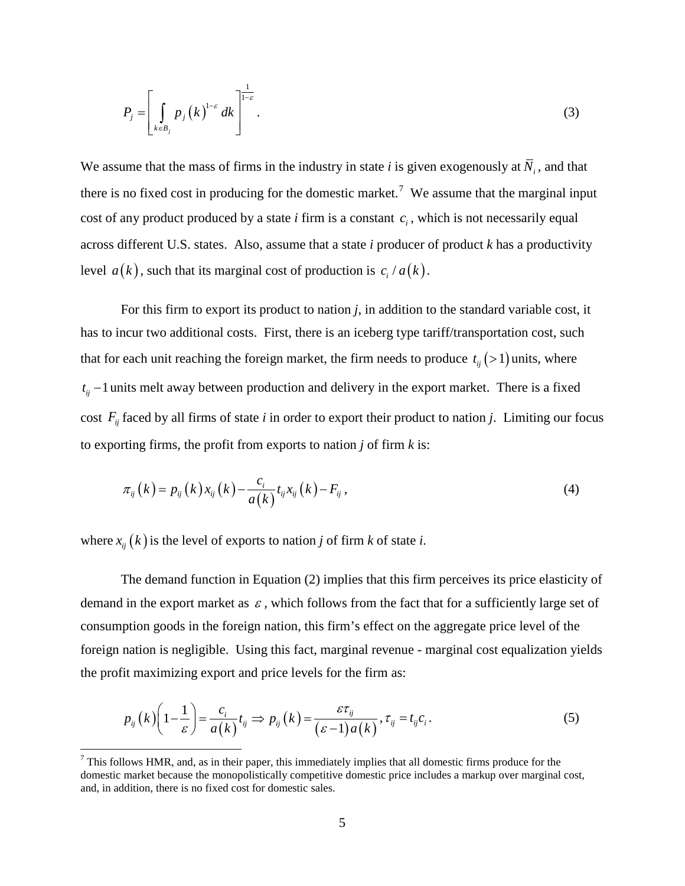$$P_j = \left[ \int_{k \in B_j} p_j(k)^{1-\varepsilon} \, dk \right]^{\frac{1}{1-\varepsilon}}. \tag{3}$$

We assume that the mass of firms in the industry in state *i* is given exogenously at $\bar{N}_i$, and that there is no fixed cost in producing for the domestic market.[7] We assume that the marginal input cost of any product produced by a state *i* firm is a constant $c_i$, which is not necessarily equal across different U.S. states. Also, assume that a state *i* producer of product *k* has a productivity level $a(k)$, such that its marginal cost of production is $c_i / a(k)$.

For this firm to export its product to nation *j*, in addition to the standard variable cost, it has to incur two additional costs. First, there is an iceberg type tariff/transportation cost, such that for each unit reaching the foreign market, the firm needs to produce $t_{ij}(>1)$ units, where $t_{ij} - 1$ units melt away between production and delivery in the export market. There is a fixed cost $F_{ij}$ faced by all firms of state *i* in order to export their product to nation *j*. Limiting our focus to exporting firms, the profit from exports to nation *j* of firm *k* is:

$$\pi_{ij}(k) = p_{ij}(k) x_{ij}(k) - \frac{c_i}{a(k)} t_{ij} x_{ij}(k) - F_{ij}, \tag{4}$$

where $x_{ij}(k)$ is the level of exports to nation *j* of firm *k* of state *i*.

The demand function in Equation (2) implies that this firm perceives its price elasticity of demand in the export market as $\varepsilon$, which follows from the fact that for a sufficiently large set of consumption goods in the foreign nation, this firm's effect on the aggregate price level of the foreign nation is negligible. Using this fact, marginal revenue - marginal cost equalization yields the profit maximizing export and price levels for the firm as:

$$p_{ij}(k)\left(1 - \frac{1}{\varepsilon}\right) = \frac{c_i}{a(k)} t_{ij} \Rightarrow p_{ij}(k) = \frac{\varepsilon \tau_{ij}}{(\varepsilon - 1) a(k)}, \tau_{ij} = t_{ij} c_i. \tag{5}$$

[7] This follows HMR, and, as in their paper, this immediately implies that all domestic firms produce for the domestic market because the monopolistically competitive domestic price includes a markup over marginal cost, and, in addition, there is no fixed cost for domestic sales.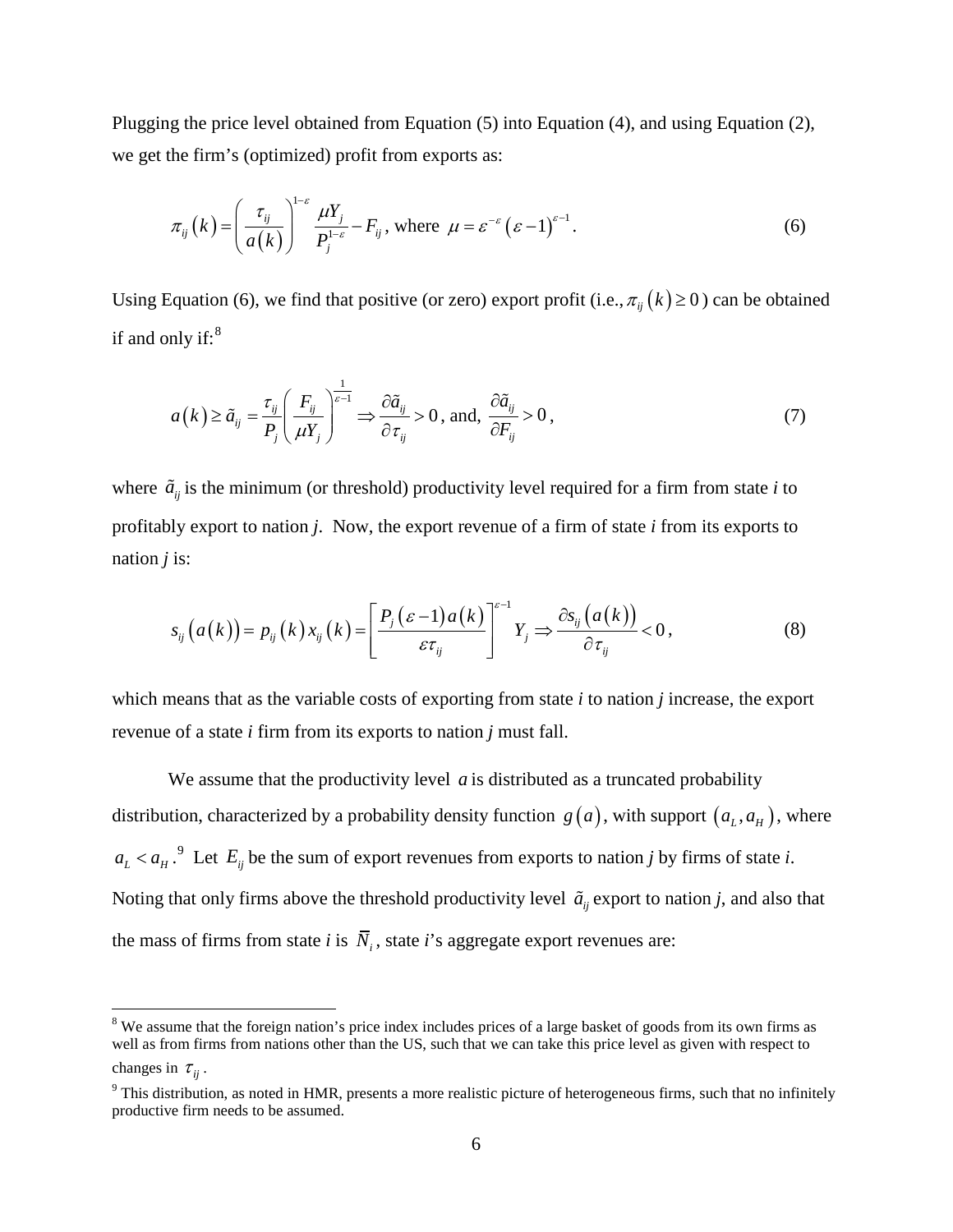Plugging the price level obtained from Equation (5) into Equation (4), and using Equation (2), we get the firm's (optimized) profit from exports as:

$$\pi_{ij}\left(k\right)=\left(\frac{\tau_{ij}}{a\left(k\right)}\right)^{1-\varepsilon}\frac{\mu Y_j}{P_j^{1-\varepsilon}}-F_{ij}\text{, where }\mu=\varepsilon^{-\varepsilon}\left(\varepsilon-1\right)^{\varepsilon-1}. \tag{6}$$

Using Equation (6), we find that positive (or zero) export profit (i.e., $\pi_{ij}\left(k\right)\geq 0$) can be obtained if and only if:[8]

$$a\left(k\right)\geq\tilde{a}_{ij}=\frac{\tau_{ij}}{P_j}\left(\frac{F_{ij}}{\mu Y_j}\right)^{\frac{1}{\varepsilon-1}}\Rightarrow\frac{\partial\tilde{a}_{ij}}{\partial\tau_{ij}}>0\text{, and, }\frac{\partial\tilde{a}_{ij}}{\partial F_{ij}}>0, \tag{7}$$

where $\tilde{a}_{ij}$ is the minimum (or threshold) productivity level required for a firm from state *i* to profitably export to nation *j*. Now, the export revenue of a firm of state *i* from its exports to nation *j* is:

$$s_{ij}\left(a\left(k\right)\right)=p_{ij}\left(k\right)x_{ij}\left(k\right)=\left[\frac{P_j\left(\varepsilon-1\right)a\left(k\right)}{\varepsilon\tau_{ij}}\right]^{\varepsilon-1}Y_j\Rightarrow\frac{\partial s_{ij}\left(a\left(k\right)\right)}{\partial\tau_{ij}}<0, \tag{8}$$

which means that as the variable costs of exporting from state *i* to nation *j* increase, the export revenue of a state *i* firm from its exports to nation *j* must fall.

We assume that the productivity level $a$ is distributed as a truncated probability distribution, characterized by a probability density function $g\left(a\right)$, with support $\left(a_L,a_H\right)$, where $a_L<a_H$.[9] Let $E_{ij}$ be the sum of export revenues from exports to nation *j* by firms of state *i*. Noting that only firms above the threshold productivity level $\tilde{a}_{ij}$ export to nation *j*, and also that the mass of firms from state *i* is $\overline{N}_i$, state *i*'s aggregate export revenues are:

---

[8] We assume that the foreign nation's price index includes prices of a large basket of goods from its own firms as well as from firms from nations other than the US, such that we can take this price level as given with respect to changes in $\tau_{ij}$.

[9] This distribution, as noted in HMR, presents a more realistic picture of heterogeneous firms, such that no infinitely productive firm needs to be assumed.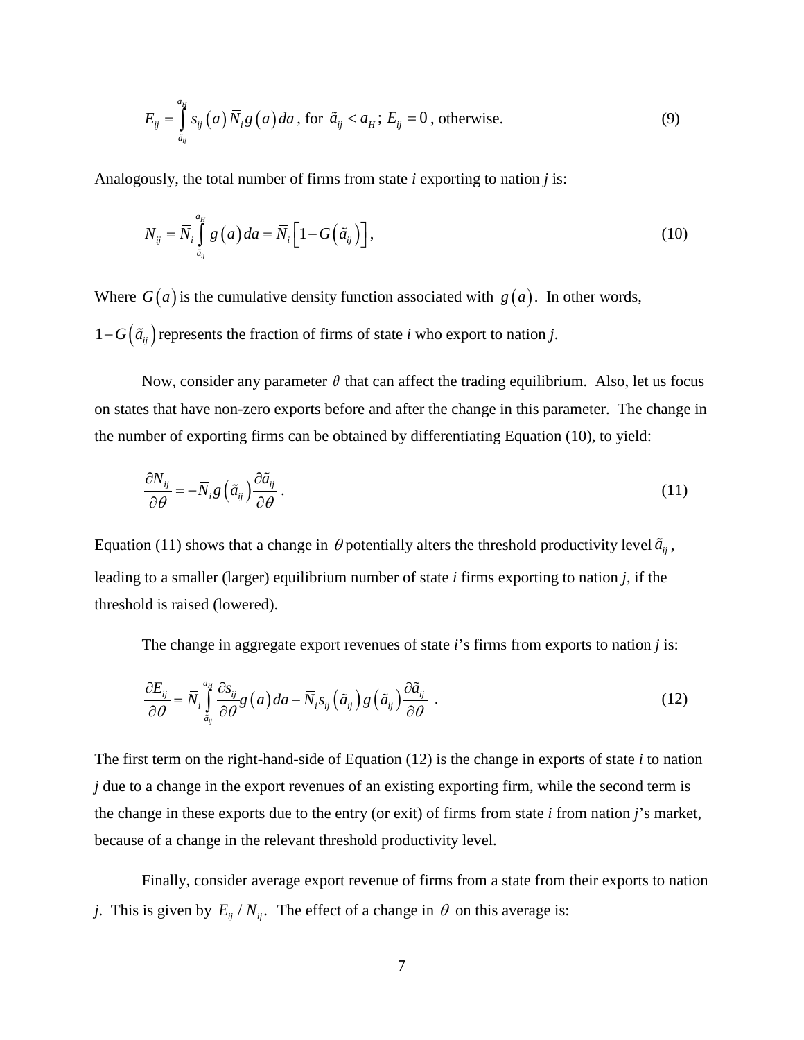$$E_{ij} = \int_{\tilde{a}_{ij}}^{a_H} s_{ij}\left(a\right)\bar{N}_i g\left(a\right)da \text{, for } \tilde{a}_{ij} < a_H \text{; } E_{ij} = 0 \text{, otherwise.} \tag{9}$$

Analogously, the total number of firms from state *i* exporting to nation *j* is:

$$N_{ij} = \bar{N}_i \int_{\tilde{a}_{ij}}^{a_H} g\left(a\right)da = \bar{N}_i\left[1 - G\left(\tilde{a}_{ij}\right)\right], \tag{10}$$

Where $G\left(a\right)$ is the cumulative density function associated with $g\left(a\right)$. In other words, $1 - G\left(\tilde{a}_{ij}\right)$ represents the fraction of firms of state *i* who export to nation *j*.

Now, consider any parameter $\theta$ that can affect the trading equilibrium. Also, let us focus on states that have non-zero exports before and after the change in this parameter. The change in the number of exporting firms can be obtained by differentiating Equation (10), to yield:

$$\frac{\partial N_{ij}}{\partial \theta} = -\bar{N}_i g\left(\tilde{a}_{ij}\right)\frac{\partial \tilde{a}_{ij}}{\partial \theta}. \tag{11}$$

Equation (11) shows that a change in $\theta$ potentially alters the threshold productivity level $\tilde{a}_{ij}$, leading to a smaller (larger) equilibrium number of state *i* firms exporting to nation *j*, if the threshold is raised (lowered).

The change in aggregate export revenues of state *i*'s firms from exports to nation *j* is:

$$\frac{\partial E_{ij}}{\partial \theta} = \bar{N}_i \int_{\tilde{a}_{ij}}^{a_H} \frac{\partial s_{ij}}{\partial \theta} g\left(a\right)da - \bar{N}_i s_{ij}\left(\tilde{a}_{ij}\right)g\left(\tilde{a}_{ij}\right)\frac{\partial \tilde{a}_{ij}}{\partial \theta}. \tag{12}$$

The first term on the right-hand-side of Equation (12) is the change in exports of state *i* to nation *j* due to a change in the export revenues of an existing exporting firm, while the second term is the change in these exports due to the entry (or exit) of firms from state *i* from nation *j*'s market, because of a change in the relevant threshold productivity level.

Finally, consider average export revenue of firms from a state from their exports to nation *j*. This is given by $E_{ij} / N_{ij}$. The effect of a change in $\theta$ on this average is: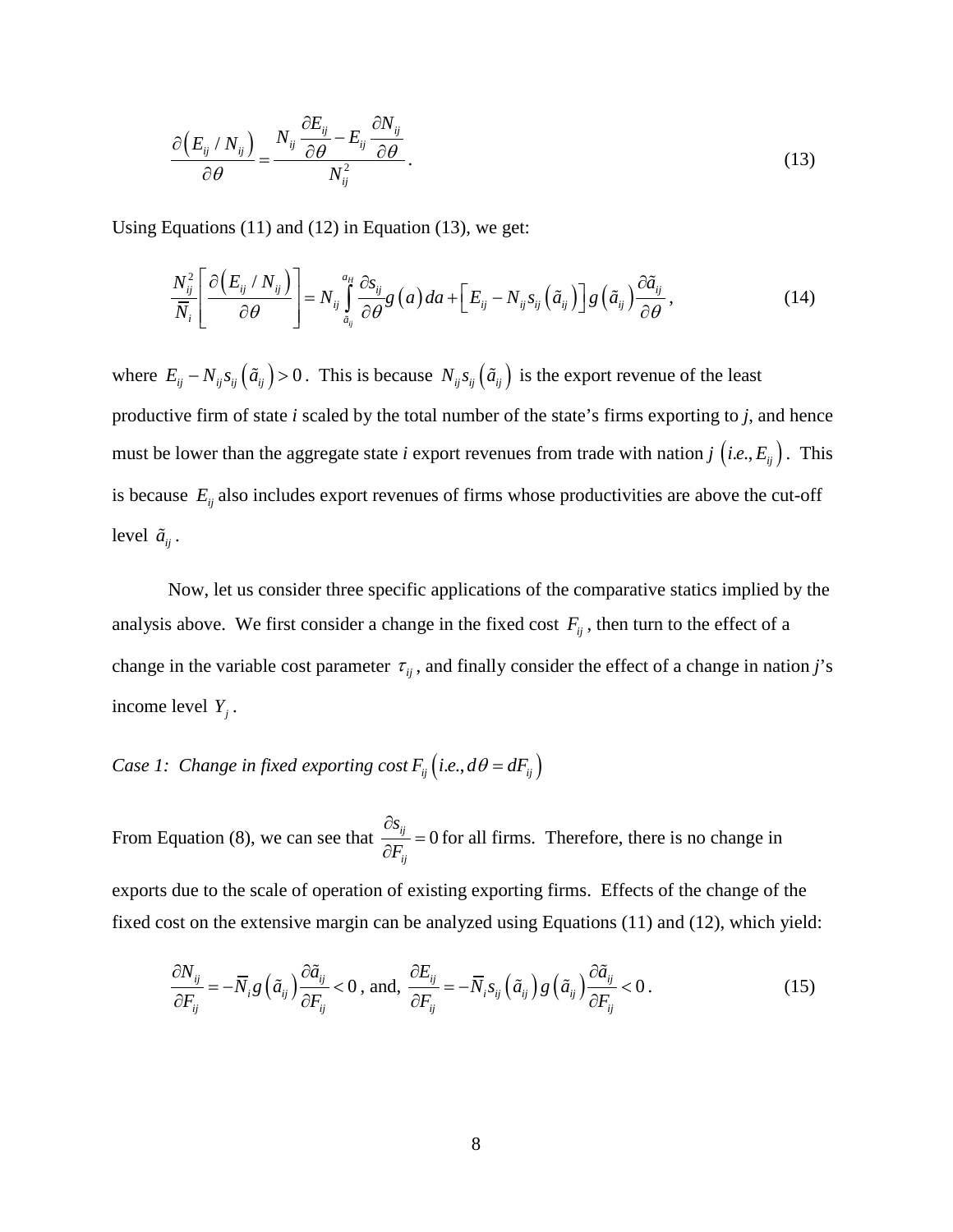$$\frac{\partial\left(E_{ij}/N_{ij}\right)}{\partial\theta}=\frac{N_{ij}\dfrac{\partial E_{ij}}{\partial\theta}-E_{ij}\dfrac{\partial N_{ij}}{\partial\theta}}{N_{ij}^{2}}. \tag{13}$$

Using Equations (11) and (12) in Equation (13), we get:

$$\frac{N_{ij}^{2}}{\overline{N}_{i}}\left[\frac{\partial\left(E_{ij}/N_{ij}\right)}{\partial\theta}\right]=N_{ij}\int_{\tilde{a}_{ij}}^{a_H}\frac{\partial s_{ij}}{\partial\theta}g\left(a\right)da+\left[E_{ij}-N_{ij}s_{ij}\left(\tilde{a}_{ij}\right)\right]g\left(\tilde{a}_{ij}\right)\frac{\partial\tilde{a}_{ij}}{\partial\theta}, \tag{14}$$

where $E_{ij}-N_{ij}s_{ij}\left(\tilde{a}_{ij}\right)>0$. This is because $N_{ij}s_{ij}\left(\tilde{a}_{ij}\right)$ is the export revenue of the least productive firm of state *i* scaled by the total number of the state's firms exporting to *j*, and hence must be lower than the aggregate state *i* export revenues from trade with nation *j* $\left(i.e., E_{ij}\right)$. This is because $E_{ij}$ also includes export revenues of firms whose productivities are above the cut-off level $\tilde{a}_{ij}$.

Now, let us consider three specific applications of the comparative statics implied by the analysis above. We first consider a change in the fixed cost $F_{ij}$, then turn to the effect of a change in the variable cost parameter $\tau_{ij}$, and finally consider the effect of a change in nation *j*'s income level $Y_j$.

*Case 1: Change in fixed exporting cost* $F_{ij}\left(i.e., d\theta=dF_{ij}\right)$

From Equation (8), we can see that $\dfrac{\partial s_{ij}}{\partial F_{ij}}=0$ for all firms. Therefore, there is no change in exports due to the scale of operation of existing exporting firms. Effects of the change of the fixed cost on the extensive margin can be analyzed using Equations (11) and (12), which yield:

$$\frac{\partial N_{ij}}{\partial F_{ij}}=-\overline{N}_{i}g\left(\tilde{a}_{ij}\right)\frac{\partial\tilde{a}_{ij}}{\partial F_{ij}}<0\text{, and, }\frac{\partial E_{ij}}{\partial F_{ij}}=-\overline{N}_{i}s_{ij}\left(\tilde{a}_{ij}\right)g\left(\tilde{a}_{ij}\right)\frac{\partial\tilde{a}_{ij}}{\partial F_{ij}}<0. \tag{15}$$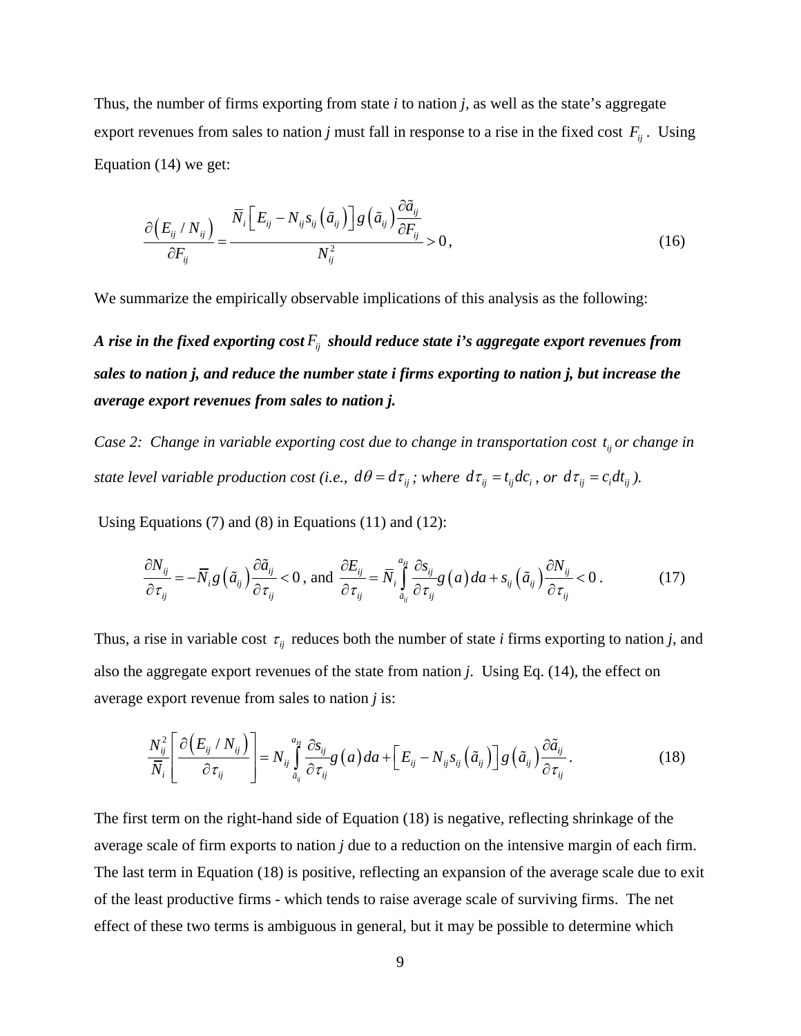Thus, the number of firms exporting from state *i* to nation *j*, as well as the state's aggregate export revenues from sales to nation *j* must fall in response to a rise in the fixed cost $F_{ij}$. Using Equation (14) we get:

$$\frac{\partial\left(E_{ij}/N_{ij}\right)}{\partial F_{ij}} = \frac{\overline{N}_i\left[E_{ij} - N_{ij}s_{ij}\left(\tilde{a}_{ij}\right)\right]g\left(\tilde{a}_{ij}\right)\dfrac{\partial \tilde{a}_{ij}}{\partial F_{ij}}}{N_{ij}^2} > 0, \tag{16}$$

We summarize the empirically observable implications of this analysis as the following:

***A rise in the fixed exporting cost $F_{ij}$ should reduce state i's aggregate export revenues from sales to nation j, and reduce the number state i firms exporting to nation j, but increase the average export revenues from sales to nation j.***

*Case 2: Change in variable exporting cost due to change in transportation cost $t_{ij}$ or change in state level variable production cost (i.e., $d\theta = d\tau_{ij}$; where $d\tau_{ij} = t_{ij}dc_i$, or $d\tau_{ij} = c_i dt_{ij}$).*

Using Equations (7) and (8) in Equations (11) and (12):

$$\frac{\partial N_{ij}}{\partial \tau_{ij}} = -\overline{N}_i g\left(\tilde{a}_{ij}\right)\frac{\partial \tilde{a}_{ij}}{\partial \tau_{ij}} < 0, \text{ and } \frac{\partial E_{ij}}{\partial \tau_{ij}} = \overline{N}_i \int_{\tilde{a}_{ij}}^{a_H} \frac{\partial s_{ij}}{\partial \tau_{ij}} g\left(a\right)da + s_{ij}\left(\tilde{a}_{ij}\right)\frac{\partial N_{ij}}{\partial \tau_{ij}} < 0. \tag{17}$$

Thus, a rise in variable cost $\tau_{ij}$ reduces both the number of state *i* firms exporting to nation *j*, and also the aggregate export revenues of the state from nation *j*. Using Eq. (14), the effect on average export revenue from sales to nation *j* is:

$$\frac{N_{ij}^2}{\overline{N}_i}\left[\frac{\partial\left(E_{ij}/N_{ij}\right)}{\partial \tau_{ij}}\right] = N_{ij}\int_{\tilde{a}_{ij}}^{a_H} \frac{\partial s_{ij}}{\partial \tau_{ij}} g\left(a\right)da + \left[E_{ij} - N_{ij}s_{ij}\left(\tilde{a}_{ij}\right)\right]g\left(\tilde{a}_{ij}\right)\frac{\partial \tilde{a}_{ij}}{\partial \tau_{ij}}. \tag{18}$$

The first term on the right-hand side of Equation (18) is negative, reflecting shrinkage of the average scale of firm exports to nation *j* due to a reduction on the intensive margin of each firm. The last term in Equation (18) is positive, reflecting an expansion of the average scale due to exit of the least productive firms - which tends to raise average scale of surviving firms. The net effect of these two terms is ambiguous in general, but it may be possible to determine which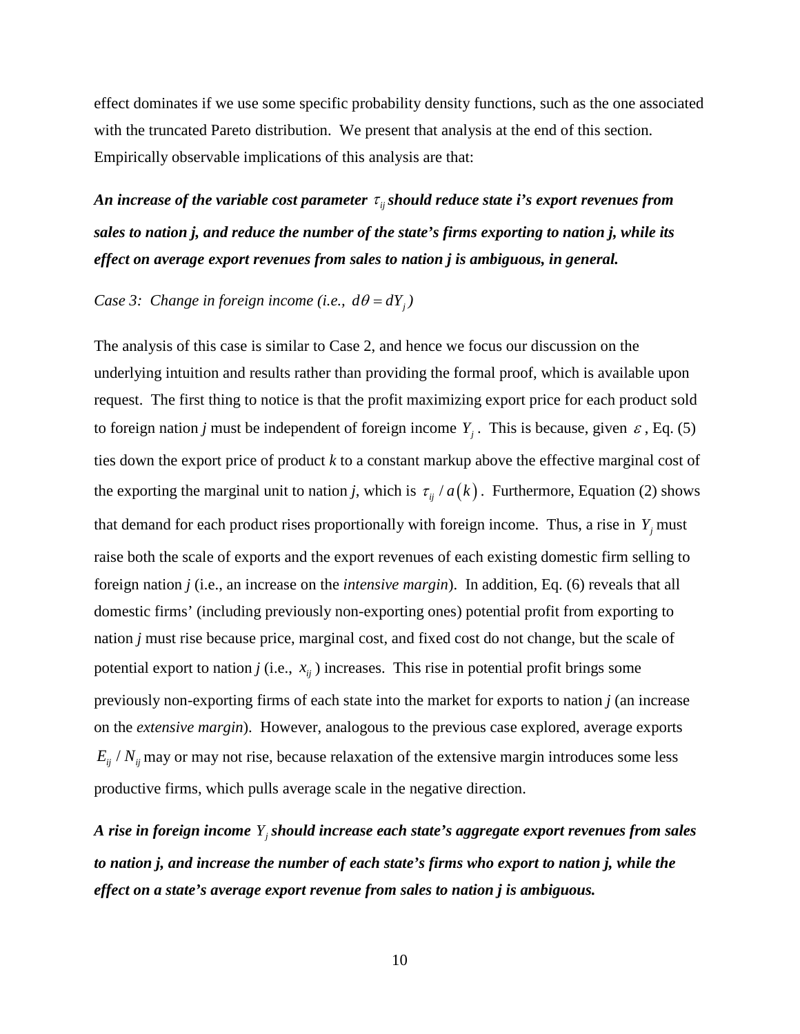effect dominates if we use some specific probability density functions, such as the one associated with the truncated Pareto distribution. We present that analysis at the end of this section. Empirically observable implications of this analysis are that:

***An increase of the variable cost parameter $\tau_{ij}$ should reduce state i's export revenues from sales to nation j, and reduce the number of the state's firms exporting to nation j, while its effect on average export revenues from sales to nation j is ambiguous, in general.***

*Case 3: Change in foreign income (i.e., $d\theta = dY_j$)*

The analysis of this case is similar to Case 2, and hence we focus our discussion on the underlying intuition and results rather than providing the formal proof, which is available upon request. The first thing to notice is that the profit maximizing export price for each product sold to foreign nation *j* must be independent of foreign income $Y_j$. This is because, given $\varepsilon$, Eq. (5) ties down the export price of product *k* to a constant markup above the effective marginal cost of the exporting the marginal unit to nation *j*, which is $\tau_{ij} / a(k)$. Furthermore, Equation (2) shows that demand for each product rises proportionally with foreign income. Thus, a rise in $Y_j$ must raise both the scale of exports and the export revenues of each existing domestic firm selling to foreign nation *j* (i.e., an increase on the *intensive margin*). In addition, Eq. (6) reveals that all domestic firms' (including previously non-exporting ones) potential profit from exporting to nation *j* must rise because price, marginal cost, and fixed cost do not change, but the scale of potential export to nation *j* (i.e., $x_{ij}$) increases. This rise in potential profit brings some previously non-exporting firms of each state into the market for exports to nation *j* (an increase on the *extensive margin*). However, analogous to the previous case explored, average exports $E_{ij} / N_{ij}$ may or may not rise, because relaxation of the extensive margin introduces some less productive firms, which pulls average scale in the negative direction.

***A rise in foreign income $Y_j$ should increase each state's aggregate export revenues from sales to nation j, and increase the number of each state's firms who export to nation j, while the effect on a state's average export revenue from sales to nation j is ambiguous.***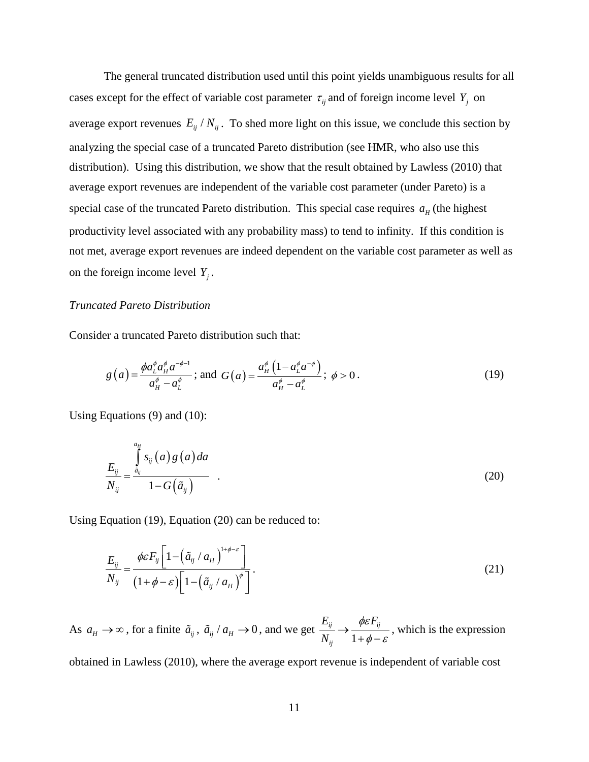The general truncated distribution used until this point yields unambiguous results for all cases except for the effect of variable cost parameter $\tau_{ij}$ and of foreign income level $Y_j$ on average export revenues $E_{ij} / N_{ij}$. To shed more light on this issue, we conclude this section by analyzing the special case of a truncated Pareto distribution (see HMR, who also use this distribution). Using this distribution, we show that the result obtained by Lawless (2010) that average export revenues are independent of the variable cost parameter (under Pareto) is a special case of the truncated Pareto distribution. This special case requires $a_H$ (the highest productivity level associated with any probability mass) to tend to infinity. If this condition is not met, average export revenues are indeed dependent on the variable cost parameter as well as on the foreign income level $Y_j$.

*Truncated Pareto Distribution*

Consider a truncated Pareto distribution such that:

$$g(a) = \frac{\phi a_L^{\phi} a_H^{\phi} a^{-\phi-1}}{a_H^{\phi} - a_L^{\phi}}; \text{ and } G(a) = \frac{a_H^{\phi}\left(1 - a_L^{\phi} a^{-\phi}\right)}{a_H^{\phi} - a_L^{\phi}}; \ \phi > 0. \tag{19}$$

Using Equations (9) and (10):

$$\frac{E_{ij}}{N_{ij}} = \frac{\int_{\tilde{a}_{ij}}^{a_H} s_{ij}(a) g(a) da}{1 - G\left(\tilde{a}_{ij}\right)} \quad . \tag{20}$$

Using Equation (19), Equation (20) can be reduced to:

$$\frac{E_{ij}}{N_{ij}} = \frac{\phi \varepsilon F_{ij}\left[1 - \left(\tilde{a}_{ij} / a_H\right)^{1+\phi-\varepsilon}\right]}{\left(1 + \phi - \varepsilon\right)\left[1 - \left(\tilde{a}_{ij} / a_H\right)^{\phi}\right]}. \tag{21}$$

As $a_H \to \infty$, for a finite $\tilde{a}_{ij}$, $\tilde{a}_{ij} / a_H \to 0$, and we get $\frac{E_{ij}}{N_{ij}} \to \frac{\phi \varepsilon F_{ij}}{1 + \phi - \varepsilon}$, which is the expression obtained in Lawless (2010), where the average export revenue is independent of variable cost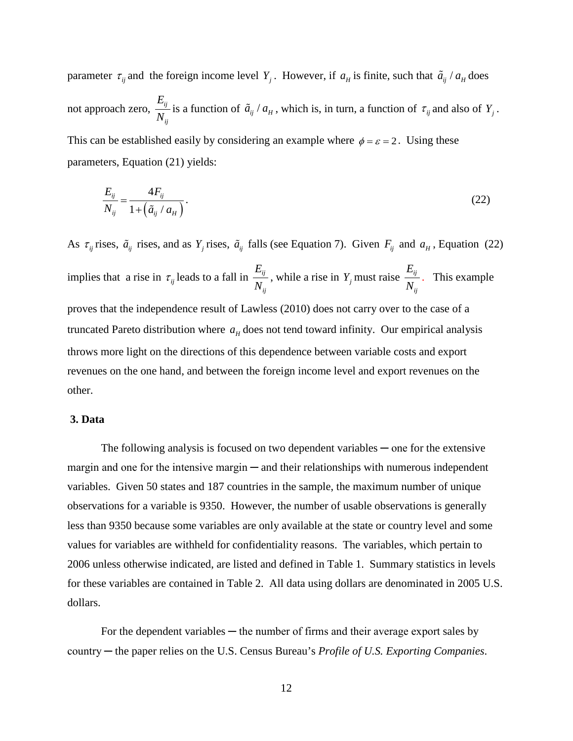parameter $\tau_{ij}$ and the foreign income level $Y_j$. However, if $a_H$ is finite, such that $\tilde{a}_{ij} / a_H$ does not approach zero, $\frac{E_{ij}}{N_{ij}}$ is a function of $\tilde{a}_{ij} / a_H$, which is, in turn, a function of $\tau_{ij}$ and also of $Y_j$. This can be established easily by considering an example where $\phi = \varepsilon = 2$. Using these parameters, Equation (21) yields:

$$\frac{E_{ij}}{N_{ij}} = \frac{4F_{ij}}{1+\left(\tilde{a}_{ij} / a_H\right)}. \tag{22}$$

As $\tau_{ij}$ rises, $\tilde{a}_{ij}$ rises, and as $Y_j$ rises, $\tilde{a}_{ij}$ falls (see Equation 7). Given $F_{ij}$ and $a_H$, Equation (22) implies that a rise in $\tau_{ij}$ leads to a fall in $\frac{E_{ij}}{N_{ij}}$, while a rise in $Y_j$ must raise $\frac{E_{ij}}{N_{ij}}$. This example proves that the independence result of Lawless (2010) does not carry over to the case of a truncated Pareto distribution where $a_H$ does not tend toward infinity. Our empirical analysis throws more light on the directions of this dependence between variable costs and export revenues on the one hand, and between the foreign income level and export revenues on the other.

## 3. Data

The following analysis is focused on two dependent variables ─ one for the extensive margin and one for the intensive margin ─ and their relationships with numerous independent variables. Given 50 states and 187 countries in the sample, the maximum number of unique observations for a variable is 9350. However, the number of usable observations is generally less than 9350 because some variables are only available at the state or country level and some values for variables are withheld for confidentiality reasons. The variables, which pertain to 2006 unless otherwise indicated, are listed and defined in Table 1. Summary statistics in levels for these variables are contained in Table 2. All data using dollars are denominated in 2005 U.S. dollars.

For the dependent variables ─ the number of firms and their average export sales by country ─ the paper relies on the U.S. Census Bureau's *Profile of U.S. Exporting Companies*.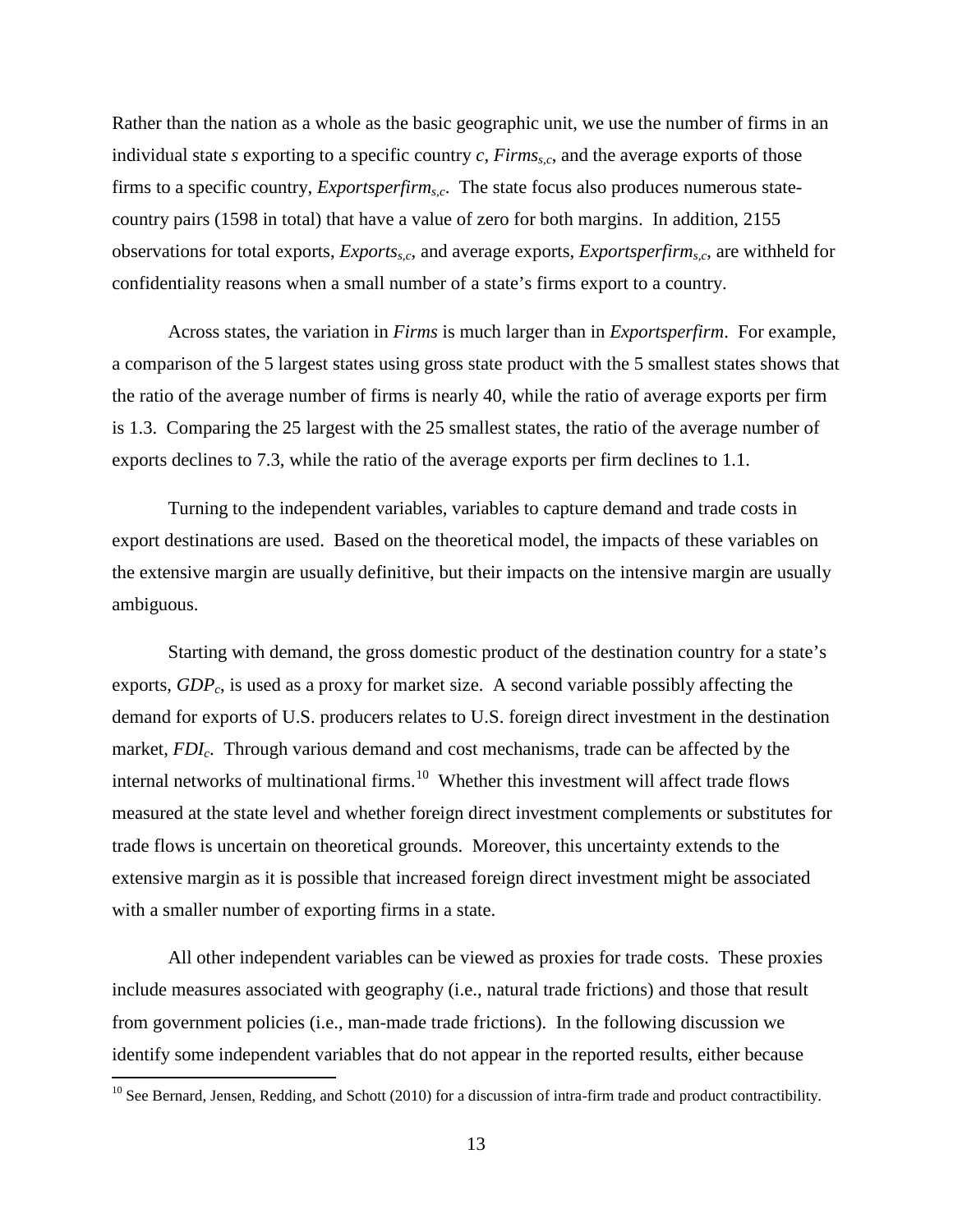Rather than the nation as a whole as the basic geographic unit, we use the number of firms in an individual state *s* exporting to a specific country *c*, $Firms_{s,c}$, and the average exports of those firms to a specific country, $Exportsperfirm_{s,c}$. The state focus also produces numerous state-country pairs (1598 in total) that have a value of zero for both margins. In addition, 2155 observations for total exports, $Exports_{s,c}$, and average exports, $Exportsperfirm_{s,c}$, are withheld for confidentiality reasons when a small number of a state's firms export to a country.

Across states, the variation in *Firms* is much larger than in *Exportsperfirm*. For example, a comparison of the 5 largest states using gross state product with the 5 smallest states shows that the ratio of the average number of firms is nearly 40, while the ratio of average exports per firm is 1.3. Comparing the 25 largest with the 25 smallest states, the ratio of the average number of exports declines to 7.3, while the ratio of the average exports per firm declines to 1.1.

Turning to the independent variables, variables to capture demand and trade costs in export destinations are used. Based on the theoretical model, the impacts of these variables on the extensive margin are usually definitive, but their impacts on the intensive margin are usually ambiguous.

Starting with demand, the gross domestic product of the destination country for a state's exports, $GDP_c$, is used as a proxy for market size. A second variable possibly affecting the demand for exports of U.S. producers relates to U.S. foreign direct investment in the destination market, $FDI_c$. Through various demand and cost mechanisms, trade can be affected by the internal networks of multinational firms.[10] Whether this investment will affect trade flows measured at the state level and whether foreign direct investment complements or substitutes for trade flows is uncertain on theoretical grounds. Moreover, this uncertainty extends to the extensive margin as it is possible that increased foreign direct investment might be associated with a smaller number of exporting firms in a state.

All other independent variables can be viewed as proxies for trade costs. These proxies include measures associated with geography (i.e., natural trade frictions) and those that result from government policies (i.e., man-made trade frictions). In the following discussion we identify some independent variables that do not appear in the reported results, either because

[10] See Bernard, Jensen, Redding, and Schott (2010) for a discussion of intra-firm trade and product contractibility.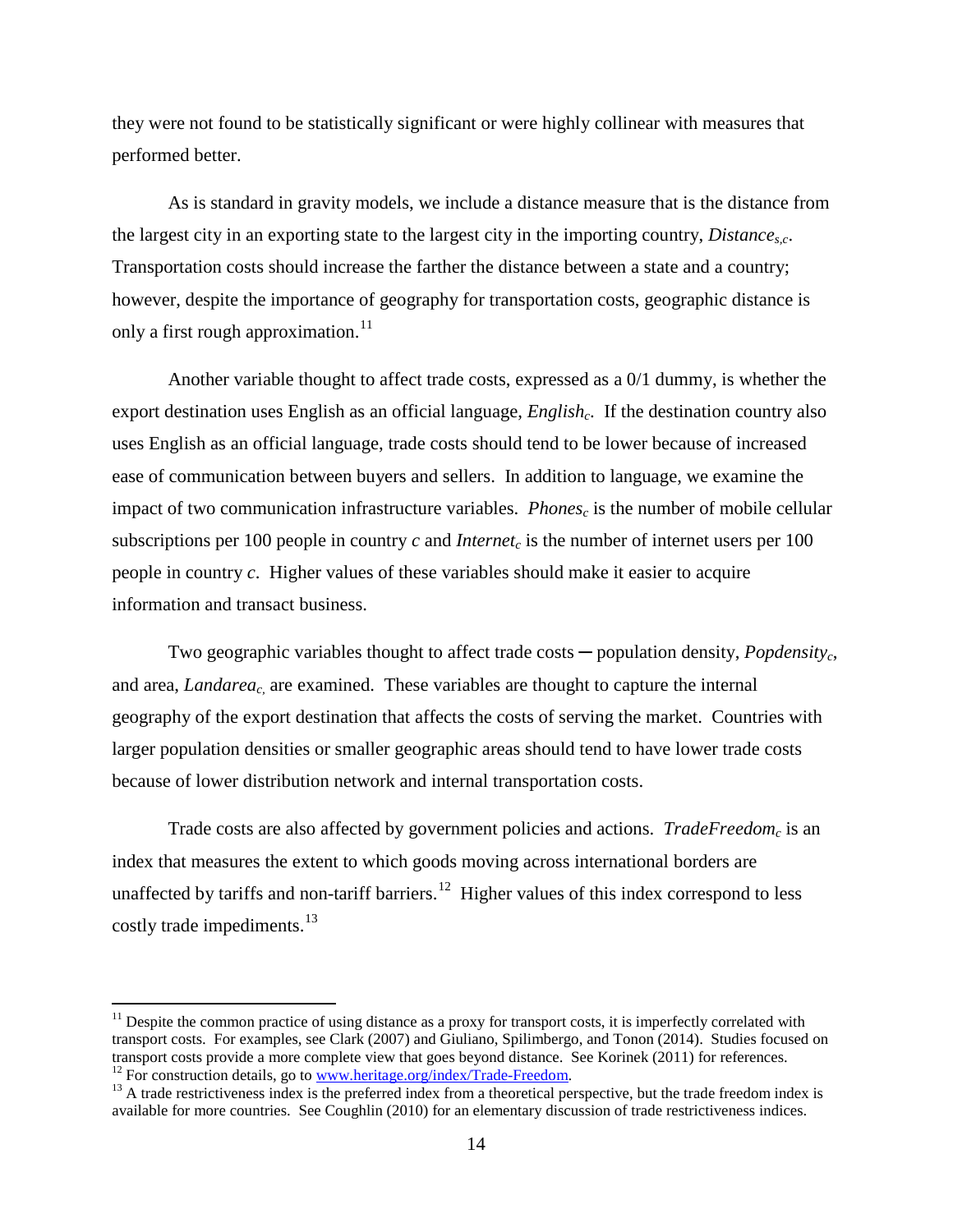they were not found to be statistically significant or were highly collinear with measures that performed better.

As is standard in gravity models, we include a distance measure that is the distance from the largest city in an exporting state to the largest city in the importing country, $Distance_{s,c}$. Transportation costs should increase the farther the distance between a state and a country; however, despite the importance of geography for transportation costs, geographic distance is only a first rough approximation.[11]

Another variable thought to affect trade costs, expressed as a 0/1 dummy, is whether the export destination uses English as an official language, $English_c$. If the destination country also uses English as an official language, trade costs should tend to be lower because of increased ease of communication between buyers and sellers. In addition to language, we examine the impact of two communication infrastructure variables. $Phones_c$ is the number of mobile cellular subscriptions per 100 people in country $c$ and $Internet_c$ is the number of internet users per 100 people in country $c$. Higher values of these variables should make it easier to acquire information and transact business.

Two geographic variables thought to affect trade costs ─ population density, $Popdensity_c$, and area, $Landarea_c$, are examined. These variables are thought to capture the internal geography of the export destination that affects the costs of serving the market. Countries with larger population densities or smaller geographic areas should tend to have lower trade costs because of lower distribution network and internal transportation costs.

Trade costs are also affected by government policies and actions. $TradeFreedom_c$ is an index that measures the extent to which goods moving across international borders are unaffected by tariffs and non-tariff barriers.[12] Higher values of this index correspond to less costly trade impediments.[13]

---

[11] Despite the common practice of using distance as a proxy for transport costs, it is imperfectly correlated with transport costs. For examples, see Clark (2007) and Giuliano, Spilimbergo, and Tonon (2014). Studies focused on transport costs provide a more complete view that goes beyond distance. See Korinek (2011) for references.

[12] For construction details, go to www.heritage.org/index/Trade-Freedom.

[13] A trade restrictiveness index is the preferred index from a theoretical perspective, but the trade freedom index is available for more countries. See Coughlin (2010) for an elementary discussion of trade restrictiveness indices.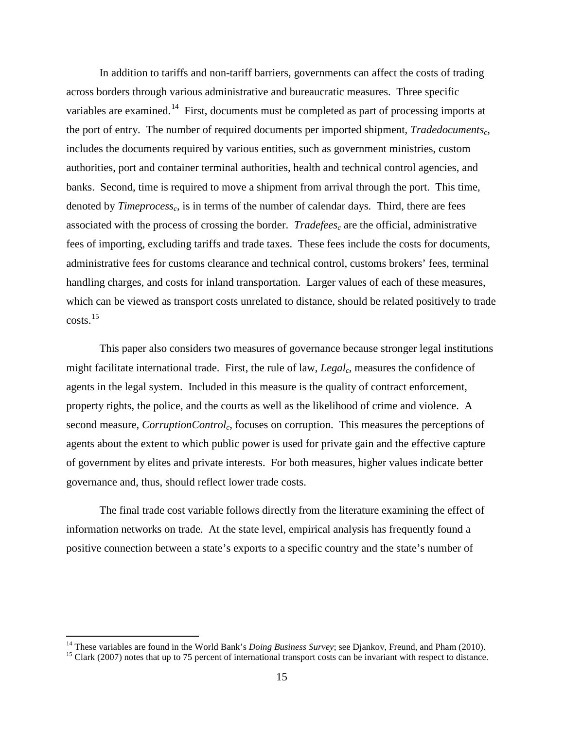In addition to tariffs and non-tariff barriers, governments can affect the costs of trading across borders through various administrative and bureaucratic measures. Three specific variables are examined.[14] First, documents must be completed as part of processing imports at the port of entry. The number of required documents per imported shipment, $Tradedocuments_c$, includes the documents required by various entities, such as government ministries, custom authorities, port and container terminal authorities, health and technical control agencies, and banks. Second, time is required to move a shipment from arrival through the port. This time, denoted by $Timeprocess_c$, is in terms of the number of calendar days. Third, there are fees associated with the process of crossing the border. $Tradefees_c$ are the official, administrative fees of importing, excluding tariffs and trade taxes. These fees include the costs for documents, administrative fees for customs clearance and technical control, customs brokers' fees, terminal handling charges, and costs for inland transportation. Larger values of each of these measures, which can be viewed as transport costs unrelated to distance, should be related positively to trade costs.[15]

This paper also considers two measures of governance because stronger legal institutions might facilitate international trade. First, the rule of law, $Legal_c$, measures the confidence of agents in the legal system. Included in this measure is the quality of contract enforcement, property rights, the police, and the courts as well as the likelihood of crime and violence. A second measure, $CorruptionControl_c$, focuses on corruption. This measures the perceptions of agents about the extent to which public power is used for private gain and the effective capture of government by elites and private interests. For both measures, higher values indicate better governance and, thus, should reflect lower trade costs.

The final trade cost variable follows directly from the literature examining the effect of information networks on trade. At the state level, empirical analysis has frequently found a positive connection between a state's exports to a specific country and the state's number of

[14] These variables are found in the World Bank's *Doing Business Survey*; see Djankov, Freund, and Pham (2010).

[15] Clark (2007) notes that up to 75 percent of international transport costs can be invariant with respect to distance.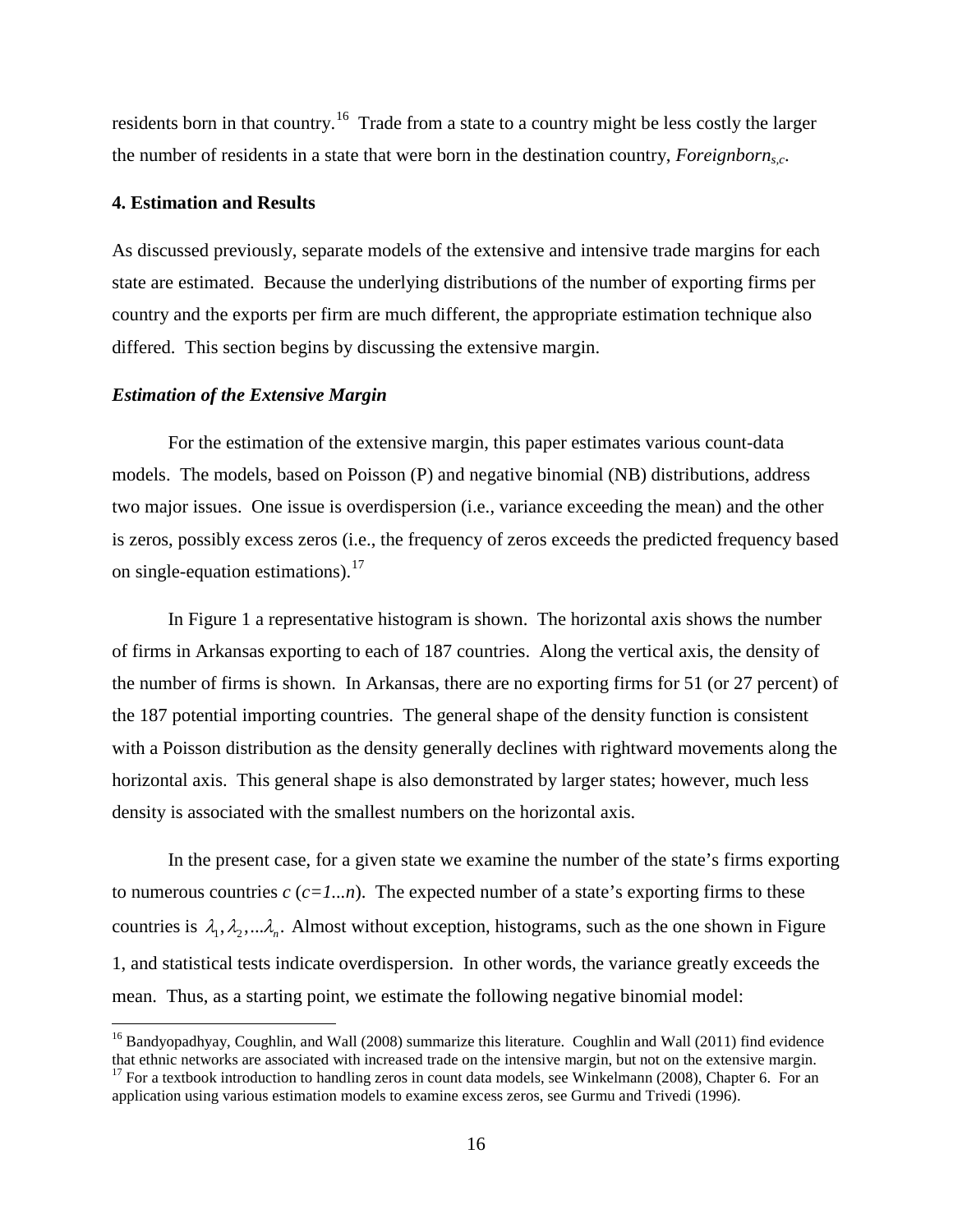residents born in that country.[16] Trade from a state to a country might be less costly the larger the number of residents in a state that were born in the destination country, $Foreignborn_{s,c}$.

## 4. Estimation and Results

As discussed previously, separate models of the extensive and intensive trade margins for each state are estimated. Because the underlying distributions of the number of exporting firms per country and the exports per firm are much different, the appropriate estimation technique also differed. This section begins by discussing the extensive margin.

### *Estimation of the Extensive Margin*

For the estimation of the extensive margin, this paper estimates various count-data models. The models, based on Poisson (P) and negative binomial (NB) distributions, address two major issues. One issue is overdispersion (i.e., variance exceeding the mean) and the other is zeros, possibly excess zeros (i.e., the frequency of zeros exceeds the predicted frequency based on single-equation estimations).[17]

In Figure 1 a representative histogram is shown. The horizontal axis shows the number of firms in Arkansas exporting to each of 187 countries. Along the vertical axis, the density of the number of firms is shown. In Arkansas, there are no exporting firms for 51 (or 27 percent) of the 187 potential importing countries. The general shape of the density function is consistent with a Poisson distribution as the density generally declines with rightward movements along the horizontal axis. This general shape is also demonstrated by larger states; however, much less density is associated with the smallest numbers on the horizontal axis.

In the present case, for a given state we examine the number of the state's firms exporting to numerous countries $c$ ($c=1...n$). The expected number of a state's exporting firms to these countries is $\lambda_1, \lambda_2, ...\lambda_n$. Almost without exception, histograms, such as the one shown in Figure 1, and statistical tests indicate overdispersion. In other words, the variance greatly exceeds the mean. Thus, as a starting point, we estimate the following negative binomial model:

---

[16] Bandyopadhyay, Coughlin, and Wall (2008) summarize this literature. Coughlin and Wall (2011) find evidence that ethnic networks are associated with increased trade on the intensive margin, but not on the extensive margin.

[17] For a textbook introduction to handling zeros in count data models, see Winkelmann (2008), Chapter 6. For an application using various estimation models to examine excess zeros, see Gurmu and Trivedi (1996).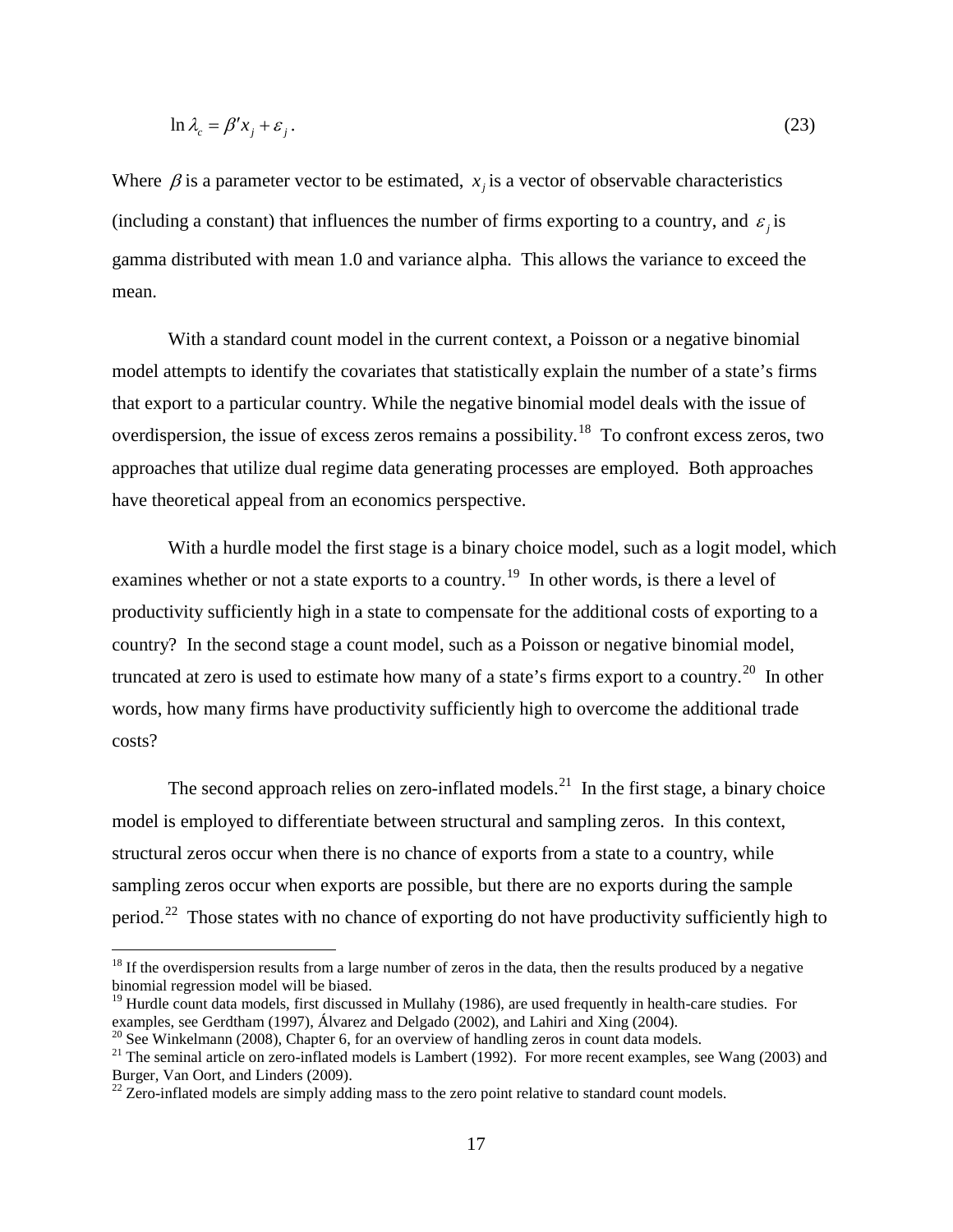$$\ln \lambda_c = \beta' x_j + \varepsilon_j. \tag{23}$$

Where $\beta$ is a parameter vector to be estimated, $x_j$ is a vector of observable characteristics (including a constant) that influences the number of firms exporting to a country, and $\varepsilon_j$ is gamma distributed with mean 1.0 and variance alpha. This allows the variance to exceed the mean.

With a standard count model in the current context, a Poisson or a negative binomial model attempts to identify the covariates that statistically explain the number of a state's firms that export to a particular country. While the negative binomial model deals with the issue of overdispersion, the issue of excess zeros remains a possibility.[18] To confront excess zeros, two approaches that utilize dual regime data generating processes are employed. Both approaches have theoretical appeal from an economics perspective.

With a hurdle model the first stage is a binary choice model, such as a logit model, which examines whether or not a state exports to a country.[19] In other words, is there a level of productivity sufficiently high in a state to compensate for the additional costs of exporting to a country? In the second stage a count model, such as a Poisson or negative binomial model, truncated at zero is used to estimate how many of a state's firms export to a country.[20] In other words, how many firms have productivity sufficiently high to overcome the additional trade costs?

The second approach relies on zero-inflated models.[21] In the first stage, a binary choice model is employed to differentiate between structural and sampling zeros. In this context, structural zeros occur when there is no chance of exports from a state to a country, while sampling zeros occur when exports are possible, but there are no exports during the sample period.[22] Those states with no chance of exporting do not have productivity sufficiently high to

[18] If the overdispersion results from a large number of zeros in the data, then the results produced by a negative binomial regression model will be biased.

[19] Hurdle count data models, first discussed in Mullahy (1986), are used frequently in health-care studies. For examples, see Gerdtham (1997), Álvarez and Delgado (2002), and Lahiri and Xing (2004).

[20] See Winkelmann (2008), Chapter 6, for an overview of handling zeros in count data models.

[21] The seminal article on zero-inflated models is Lambert (1992). For more recent examples, see Wang (2003) and Burger, Van Oort, and Linders (2009).

[22] Zero-inflated models are simply adding mass to the zero point relative to standard count models.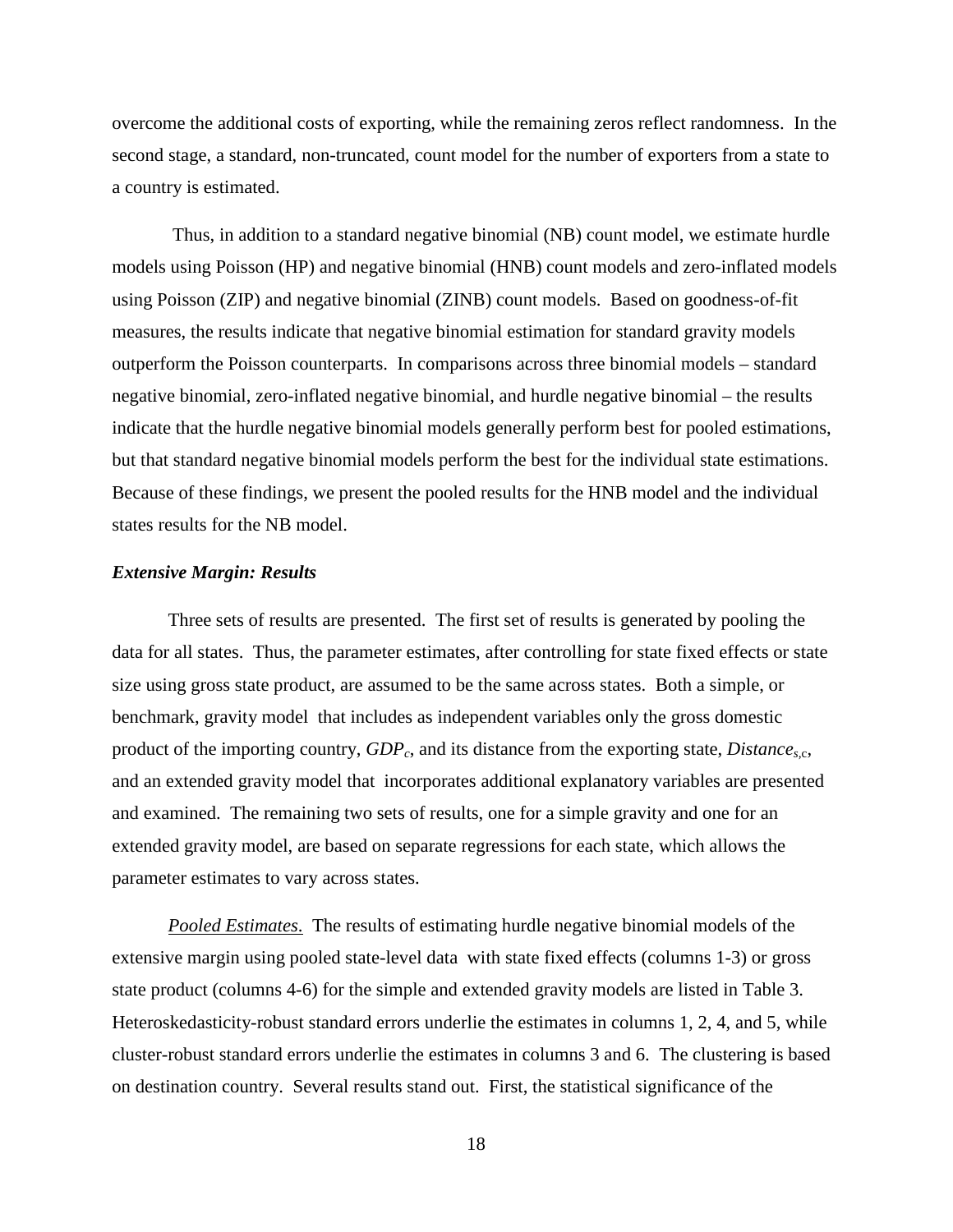overcome the additional costs of exporting, while the remaining zeros reflect randomness. In the second stage, a standard, non-truncated, count model for the number of exporters from a state to a country is estimated.

Thus, in addition to a standard negative binomial (NB) count model, we estimate hurdle models using Poisson (HP) and negative binomial (HNB) count models and zero-inflated models using Poisson (ZIP) and negative binomial (ZINB) count models. Based on goodness-of-fit measures, the results indicate that negative binomial estimation for standard gravity models outperform the Poisson counterparts. In comparisons across three binomial models – standard negative binomial, zero-inflated negative binomial, and hurdle negative binomial – the results indicate that the hurdle negative binomial models generally perform best for pooled estimations, but that standard negative binomial models perform the best for the individual state estimations. Because of these findings, we present the pooled results for the HNB model and the individual states results for the NB model.

### *Extensive Margin: Results*

Three sets of results are presented. The first set of results is generated by pooling the data for all states. Thus, the parameter estimates, after controlling for state fixed effects or state size using gross state product, are assumed to be the same across states. Both a simple, or benchmark, gravity model that includes as independent variables only the gross domestic product of the importing country, $GDP_c$, and its distance from the exporting state, $Distance_{s,c}$, and an extended gravity model that incorporates additional explanatory variables are presented and examined. The remaining two sets of results, one for a simple gravity and one for an extended gravity model, are based on separate regressions for each state, which allows the parameter estimates to vary across states.

*Pooled Estimates.* The results of estimating hurdle negative binomial models of the extensive margin using pooled state-level data with state fixed effects (columns 1-3) or gross state product (columns 4-6) for the simple and extended gravity models are listed in Table 3. Heteroskedasticity-robust standard errors underlie the estimates in columns 1, 2, 4, and 5, while cluster-robust standard errors underlie the estimates in columns 3 and 6. The clustering is based on destination country. Several results stand out. First, the statistical significance of the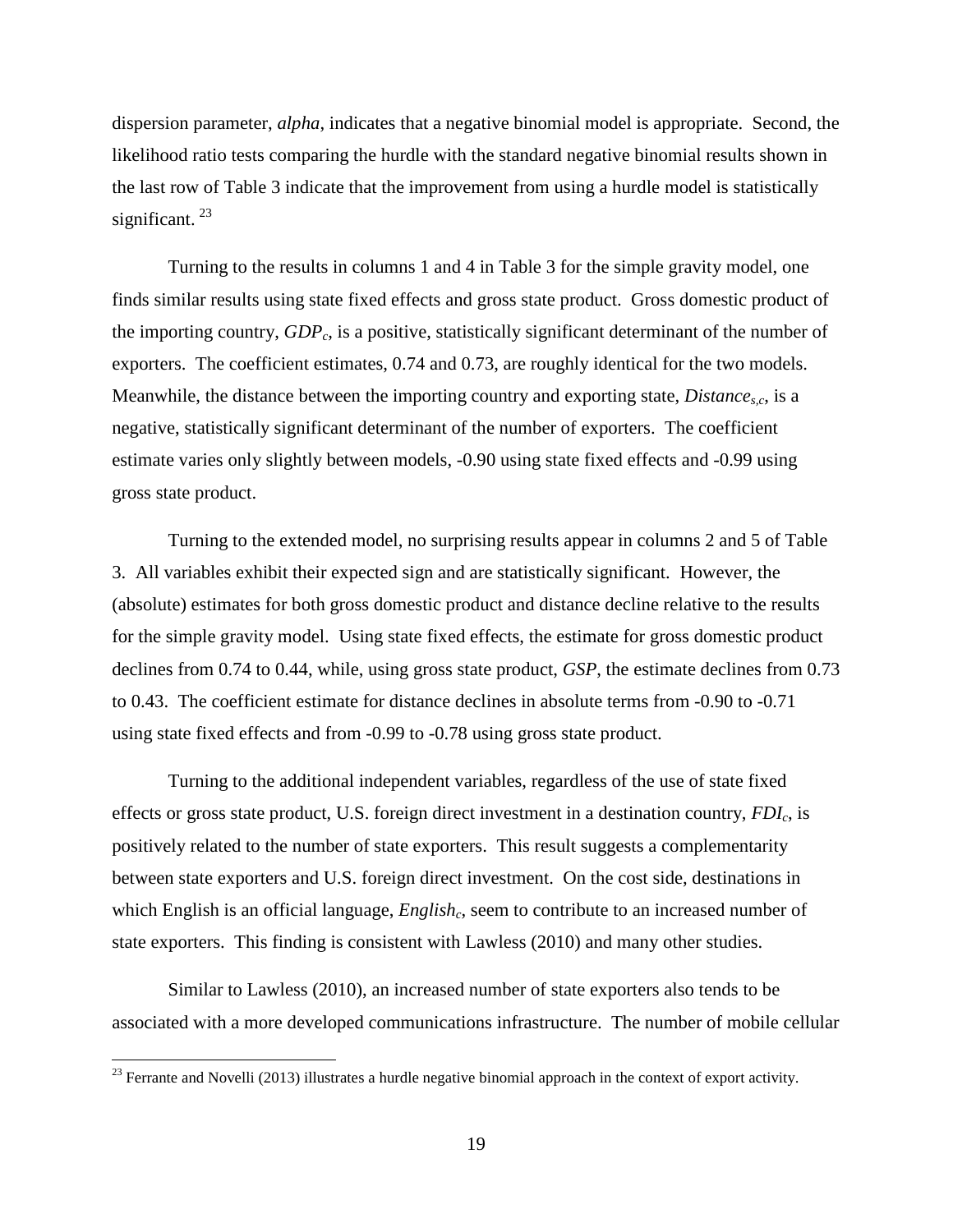dispersion parameter, *alpha*, indicates that a negative binomial model is appropriate. Second, the likelihood ratio tests comparing the hurdle with the standard negative binomial results shown in the last row of Table 3 indicate that the improvement from using a hurdle model is statistically significant. [23]

Turning to the results in columns 1 and 4 in Table 3 for the simple gravity model, one finds similar results using state fixed effects and gross state product. Gross domestic product of the importing country, $GDP_c$, is a positive, statistically significant determinant of the number of exporters. The coefficient estimates, 0.74 and 0.73, are roughly identical for the two models. Meanwhile, the distance between the importing country and exporting state, $Distance_{s,c}$, is a negative, statistically significant determinant of the number of exporters. The coefficient estimate varies only slightly between models, -0.90 using state fixed effects and -0.99 using gross state product.

Turning to the extended model, no surprising results appear in columns 2 and 5 of Table 3. All variables exhibit their expected sign and are statistically significant. However, the (absolute) estimates for both gross domestic product and distance decline relative to the results for the simple gravity model. Using state fixed effects, the estimate for gross domestic product declines from 0.74 to 0.44, while, using gross state product, *GSP*, the estimate declines from 0.73 to 0.43. The coefficient estimate for distance declines in absolute terms from -0.90 to -0.71 using state fixed effects and from -0.99 to -0.78 using gross state product.

Turning to the additional independent variables, regardless of the use of state fixed effects or gross state product, U.S. foreign direct investment in a destination country, $FDI_c$, is positively related to the number of state exporters. This result suggests a complementarity between state exporters and U.S. foreign direct investment. On the cost side, destinations in which English is an official language, $English_c$, seem to contribute to an increased number of state exporters. This finding is consistent with Lawless (2010) and many other studies.

Similar to Lawless (2010), an increased number of state exporters also tends to be associated with a more developed communications infrastructure. The number of mobile cellular

[23] Ferrante and Novelli (2013) illustrates a hurdle negative binomial approach in the context of export activity.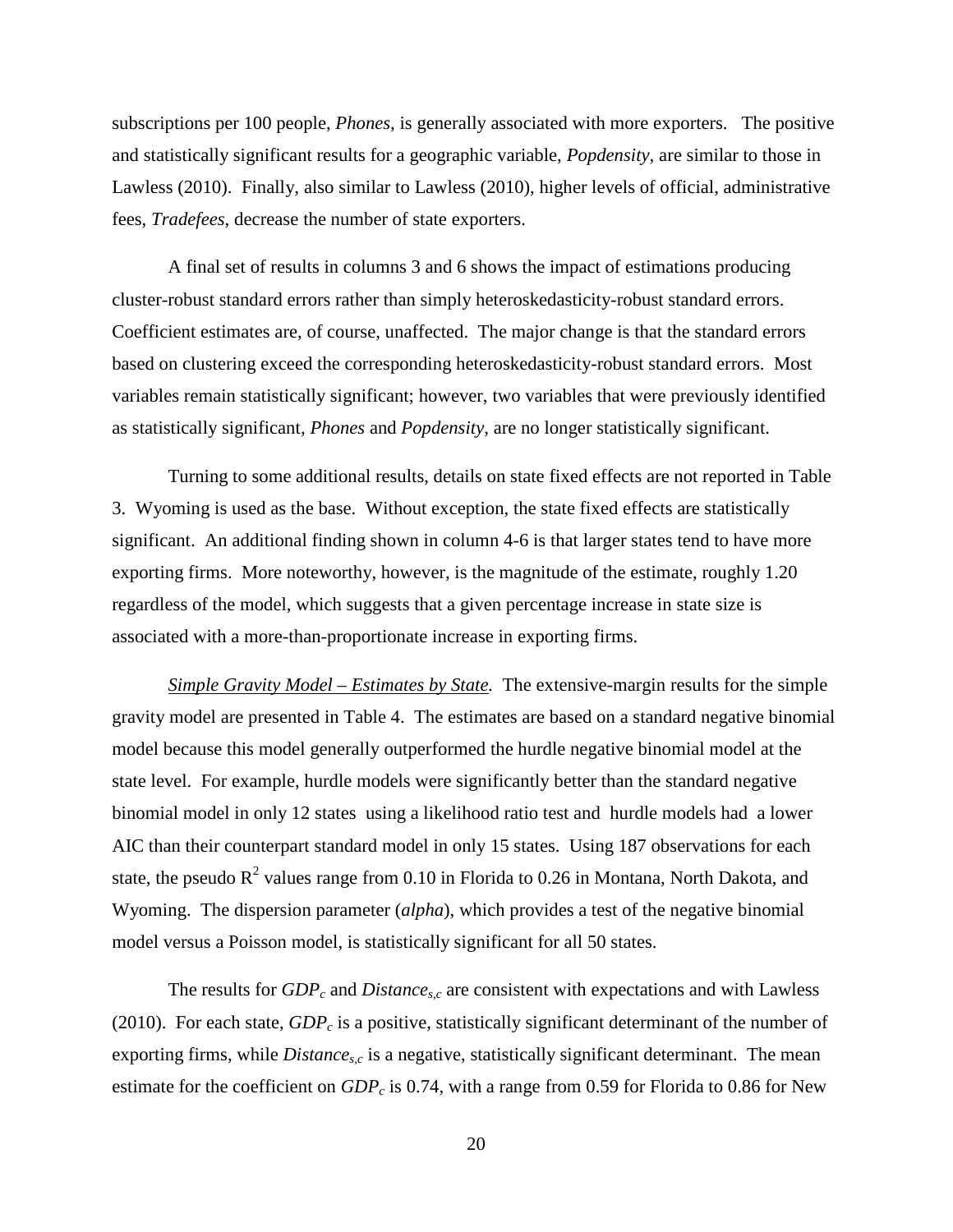subscriptions per 100 people, *Phones*, is generally associated with more exporters. The positive and statistically significant results for a geographic variable, *Popdensity*, are similar to those in Lawless (2010). Finally, also similar to Lawless (2010), higher levels of official, administrative fees, *Tradefees*, decrease the number of state exporters.

A final set of results in columns 3 and 6 shows the impact of estimations producing cluster-robust standard errors rather than simply heteroskedasticity-robust standard errors. Coefficient estimates are, of course, unaffected. The major change is that the standard errors based on clustering exceed the corresponding heteroskedasticity-robust standard errors. Most variables remain statistically significant; however, two variables that were previously identified as statistically significant, *Phones* and *Popdensity*, are no longer statistically significant.

Turning to some additional results, details on state fixed effects are not reported in Table 3. Wyoming is used as the base. Without exception, the state fixed effects are statistically significant. An additional finding shown in column 4-6 is that larger states tend to have more exporting firms. More noteworthy, however, is the magnitude of the estimate, roughly 1.20 regardless of the model, which suggests that a given percentage increase in state size is associated with a more-than-proportionate increase in exporting firms.

*Simple Gravity Model – Estimates by State.* The extensive-margin results for the simple gravity model are presented in Table 4. The estimates are based on a standard negative binomial model because this model generally outperformed the hurdle negative binomial model at the state level. For example, hurdle models were significantly better than the standard negative binomial model in only 12 states using a likelihood ratio test and hurdle models had a lower AIC than their counterpart standard model in only 15 states. Using 187 observations for each state, the pseudo $R^2$ values range from 0.10 in Florida to 0.26 in Montana, North Dakota, and Wyoming. The dispersion parameter (*alpha*), which provides a test of the negative binomial model versus a Poisson model, is statistically significant for all 50 states.

The results for $GDP_c$ and $Distance_{s,c}$ are consistent with expectations and with Lawless (2010). For each state, $GDP_c$ is a positive, statistically significant determinant of the number of exporting firms, while $Distance_{s,c}$ is a negative, statistically significant determinant. The mean estimate for the coefficient on $GDP_c$ is 0.74, with a range from 0.59 for Florida to 0.86 for New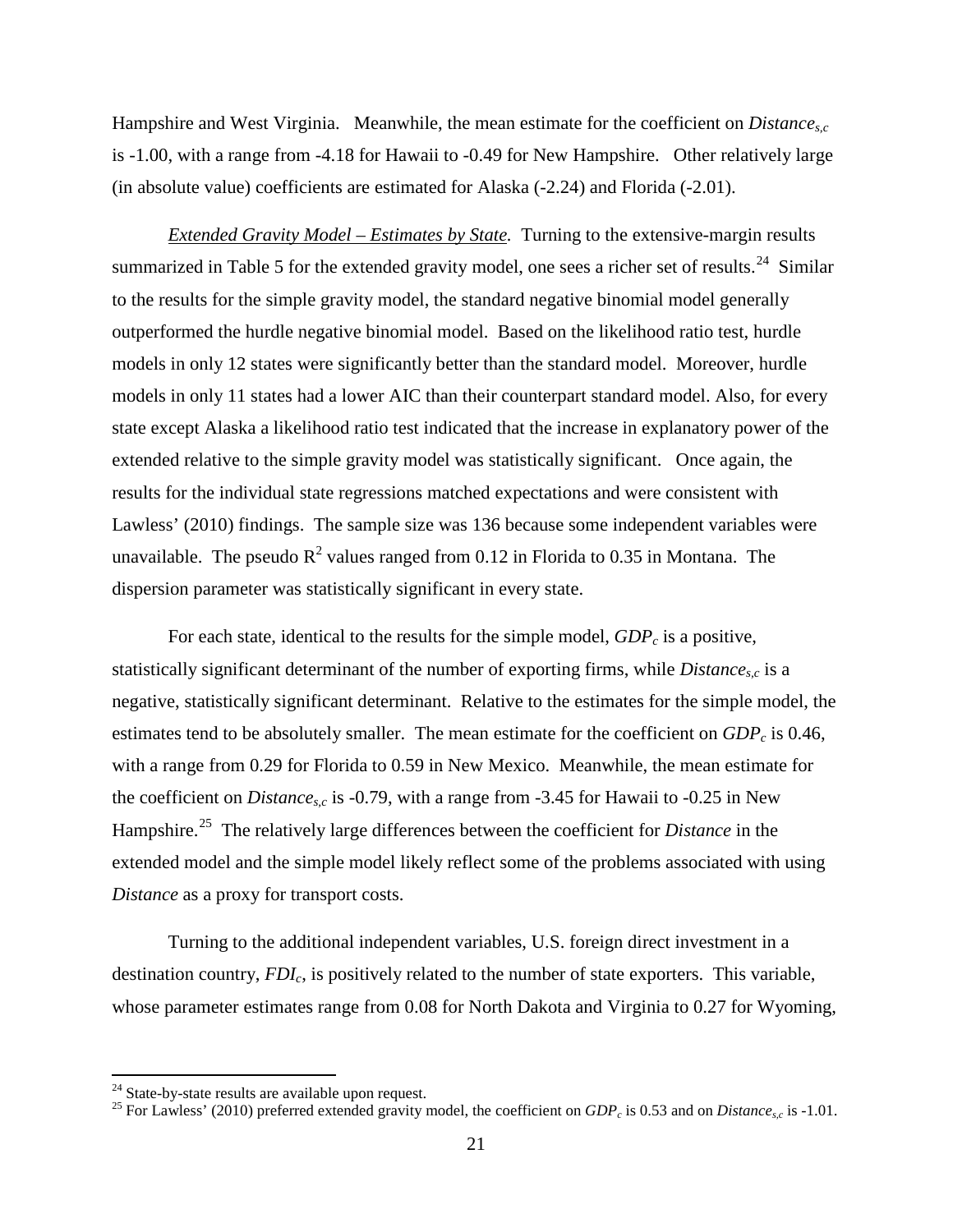Hampshire and West Virginia. Meanwhile, the mean estimate for the coefficient on $Distance_{s,c}$ is -1.00, with a range from -4.18 for Hawaii to -0.49 for New Hampshire. Other relatively large (in absolute value) coefficients are estimated for Alaska (-2.24) and Florida (-2.01).

*Extended Gravity Model – Estimates by State.* Turning to the extensive-margin results summarized in Table 5 for the extended gravity model, one sees a richer set of results.[24] Similar to the results for the simple gravity model, the standard negative binomial model generally outperformed the hurdle negative binomial model. Based on the likelihood ratio test, hurdle models in only 12 states were significantly better than the standard model. Moreover, hurdle models in only 11 states had a lower AIC than their counterpart standard model. Also, for every state except Alaska a likelihood ratio test indicated that the increase in explanatory power of the extended relative to the simple gravity model was statistically significant. Once again, the results for the individual state regressions matched expectations and were consistent with Lawless' (2010) findings. The sample size was 136 because some independent variables were unavailable. The pseudo $R^2$ values ranged from 0.12 in Florida to 0.35 in Montana. The dispersion parameter was statistically significant in every state.

For each state, identical to the results for the simple model, $GDP_c$ is a positive, statistically significant determinant of the number of exporting firms, while $Distance_{s,c}$ is a negative, statistically significant determinant. Relative to the estimates for the simple model, the estimates tend to be absolutely smaller. The mean estimate for the coefficient on $GDP_c$ is 0.46, with a range from 0.29 for Florida to 0.59 in New Mexico. Meanwhile, the mean estimate for the coefficient on $Distance_{s,c}$ is -0.79, with a range from -3.45 for Hawaii to -0.25 in New Hampshire.[25] The relatively large differences between the coefficient for *Distance* in the extended model and the simple model likely reflect some of the problems associated with using *Distance* as a proxy for transport costs.

Turning to the additional independent variables, U.S. foreign direct investment in a destination country, $FDI_c$, is positively related to the number of state exporters. This variable, whose parameter estimates range from 0.08 for North Dakota and Virginia to 0.27 for Wyoming,

[24] State-by-state results are available upon request.

[25] For Lawless' (2010) preferred extended gravity model, the coefficient on $GDP_c$ is 0.53 and on $Distance_{s,c}$ is -1.01.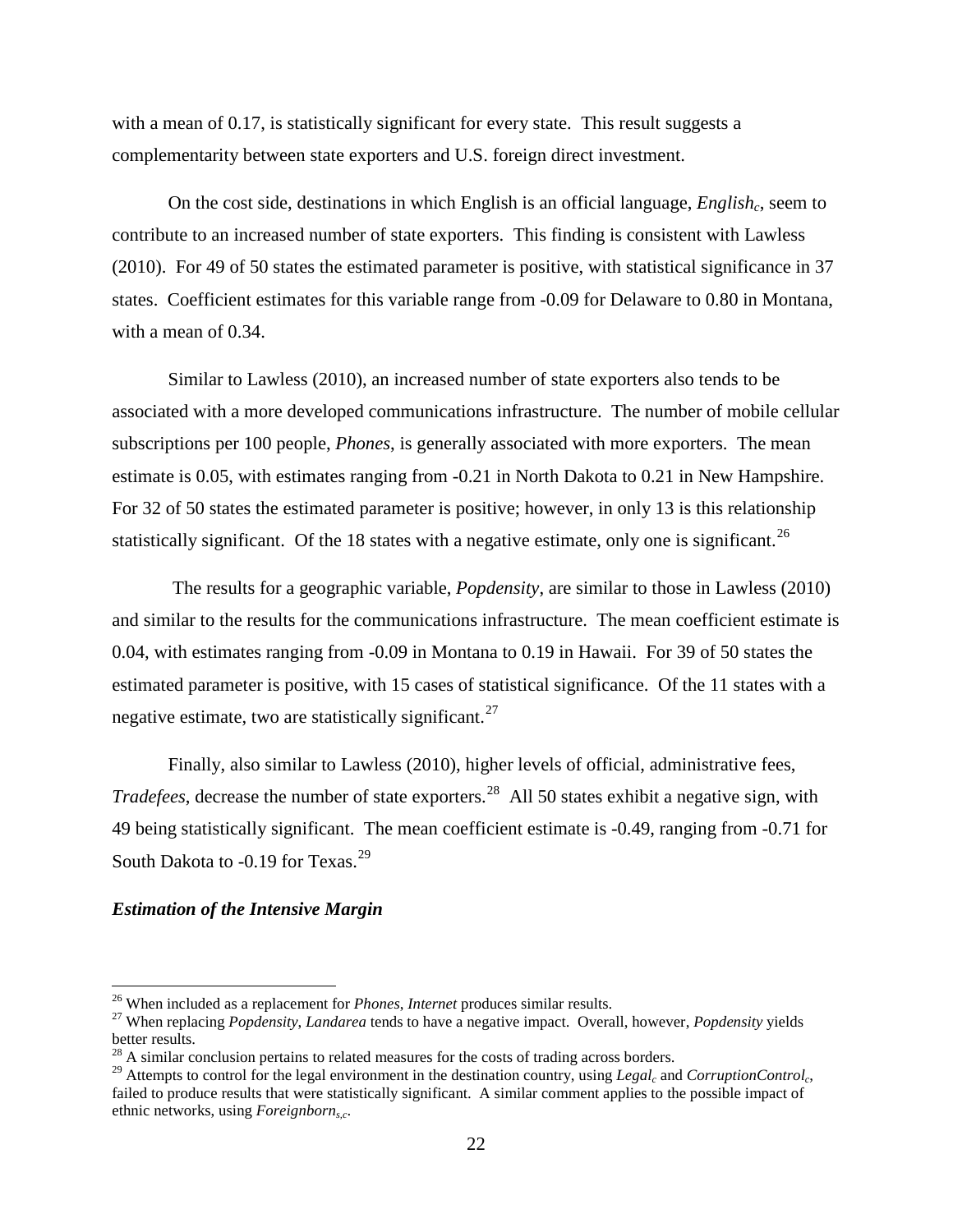with a mean of 0.17, is statistically significant for every state. This result suggests a complementarity between state exporters and U.S. foreign direct investment.

On the cost side, destinations in which English is an official language, *English*$_c$, seem to contribute to an increased number of state exporters. This finding is consistent with Lawless (2010). For 49 of 50 states the estimated parameter is positive, with statistical significance in 37 states. Coefficient estimates for this variable range from -0.09 for Delaware to 0.80 in Montana, with a mean of 0.34.

Similar to Lawless (2010), an increased number of state exporters also tends to be associated with a more developed communications infrastructure. The number of mobile cellular subscriptions per 100 people, *Phones*, is generally associated with more exporters. The mean estimate is 0.05, with estimates ranging from -0.21 in North Dakota to 0.21 in New Hampshire. For 32 of 50 states the estimated parameter is positive; however, in only 13 is this relationship statistically significant. Of the 18 states with a negative estimate, only one is significant.[26]

The results for a geographic variable, *Popdensity*, are similar to those in Lawless (2010) and similar to the results for the communications infrastructure. The mean coefficient estimate is 0.04, with estimates ranging from -0.09 in Montana to 0.19 in Hawaii. For 39 of 50 states the estimated parameter is positive, with 15 cases of statistical significance. Of the 11 states with a negative estimate, two are statistically significant.[27]

Finally, also similar to Lawless (2010), higher levels of official, administrative fees, *Tradefees*, decrease the number of state exporters.[28] All 50 states exhibit a negative sign, with 49 being statistically significant. The mean coefficient estimate is -0.49, ranging from -0.71 for South Dakota to -0.19 for Texas.[29]

### *Estimation of the Intensive Margin*

---

[26] When included as a replacement for *Phones*, *Internet* produces similar results.

[27] When replacing *Popdensity*, *Landarea* tends to have a negative impact. Overall, however, *Popdensity* yields better results.

[28] A similar conclusion pertains to related measures for the costs of trading across borders.

[29] Attempts to control for the legal environment in the destination country, using *Legal*$_c$ and *CorruptionControl*$_c$, failed to produce results that were statistically significant. A similar comment applies to the possible impact of ethnic networks, using *Foreignborn*$_{s,c}$.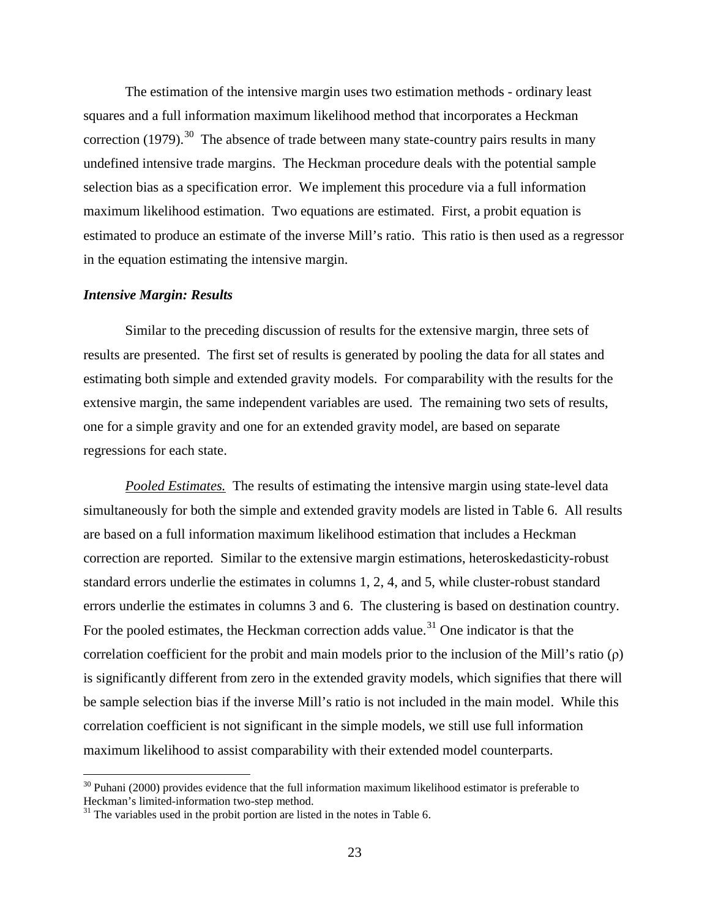The estimation of the intensive margin uses two estimation methods - ordinary least squares and a full information maximum likelihood method that incorporates a Heckman correction (1979).[30] The absence of trade between many state-country pairs results in many undefined intensive trade margins. The Heckman procedure deals with the potential sample selection bias as a specification error. We implement this procedure via a full information maximum likelihood estimation. Two equations are estimated. First, a probit equation is estimated to produce an estimate of the inverse Mill's ratio. This ratio is then used as a regressor in the equation estimating the intensive margin.

### *Intensive Margin: Results*

Similar to the preceding discussion of results for the extensive margin, three sets of results are presented. The first set of results is generated by pooling the data for all states and estimating both simple and extended gravity models. For comparability with the results for the extensive margin, the same independent variables are used. The remaining two sets of results, one for a simple gravity and one for an extended gravity model, are based on separate regressions for each state.

*Pooled Estimates.* The results of estimating the intensive margin using state-level data simultaneously for both the simple and extended gravity models are listed in Table 6. All results are based on a full information maximum likelihood estimation that includes a Heckman correction are reported. Similar to the extensive margin estimations, heteroskedasticity-robust standard errors underlie the estimates in columns 1, 2, 4, and 5, while cluster-robust standard errors underlie the estimates in columns 3 and 6. The clustering is based on destination country. For the pooled estimates, the Heckman correction adds value.[31] One indicator is that the correlation coefficient for the probit and main models prior to the inclusion of the Mill's ratio ($\rho$) is significantly different from zero in the extended gravity models, which signifies that there will be sample selection bias if the inverse Mill's ratio is not included in the main model. While this correlation coefficient is not significant in the simple models, we still use full information maximum likelihood to assist comparability with their extended model counterparts.

---

[30] Puhani (2000) provides evidence that the full information maximum likelihood estimator is preferable to Heckman's limited-information two-step method.

[31] The variables used in the probit portion are listed in the notes in Table 6.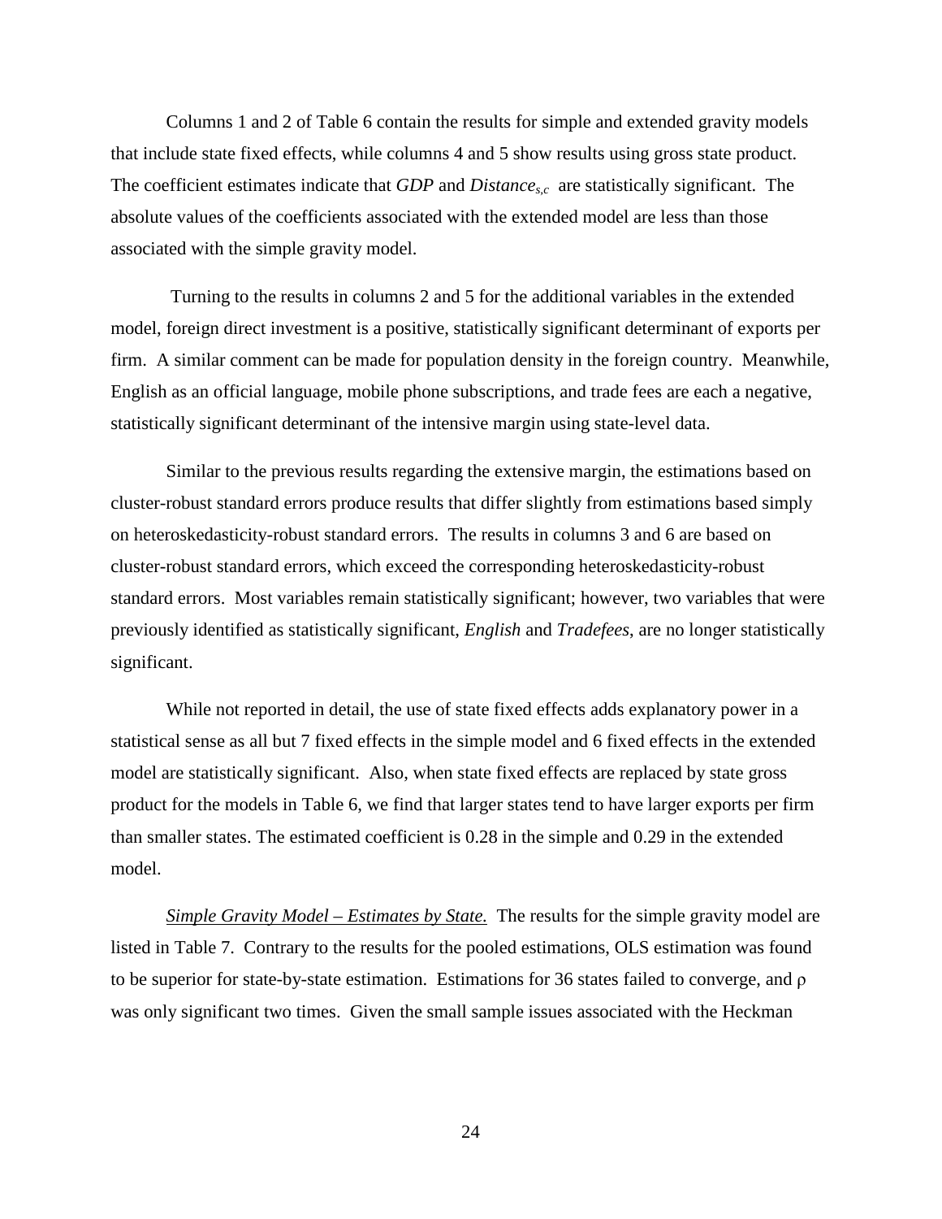Columns 1 and 2 of Table 6 contain the results for simple and extended gravity models that include state fixed effects, while columns 4 and 5 show results using gross state product. The coefficient estimates indicate that *GDP* and $Distance_{s,c}$ are statistically significant. The absolute values of the coefficients associated with the extended model are less than those associated with the simple gravity model.

Turning to the results in columns 2 and 5 for the additional variables in the extended model, foreign direct investment is a positive, statistically significant determinant of exports per firm. A similar comment can be made for population density in the foreign country. Meanwhile, English as an official language, mobile phone subscriptions, and trade fees are each a negative, statistically significant determinant of the intensive margin using state-level data.

Similar to the previous results regarding the extensive margin, the estimations based on cluster-robust standard errors produce results that differ slightly from estimations based simply on heteroskedasticity-robust standard errors. The results in columns 3 and 6 are based on cluster-robust standard errors, which exceed the corresponding heteroskedasticity-robust standard errors. Most variables remain statistically significant; however, two variables that were previously identified as statistically significant, *English* and *Tradefees*, are no longer statistically significant.

While not reported in detail, the use of state fixed effects adds explanatory power in a statistical sense as all but 7 fixed effects in the simple model and 6 fixed effects in the extended model are statistically significant. Also, when state fixed effects are replaced by state gross product for the models in Table 6, we find that larger states tend to have larger exports per firm than smaller states. The estimated coefficient is 0.28 in the simple and 0.29 in the extended model.

<u>*Simple Gravity Model – Estimates by State.*</u> The results for the simple gravity model are listed in Table 7. Contrary to the results for the pooled estimations, OLS estimation was found to be superior for state-by-state estimation. Estimations for 36 states failed to converge, and $\rho$ was only significant two times. Given the small sample issues associated with the Heckman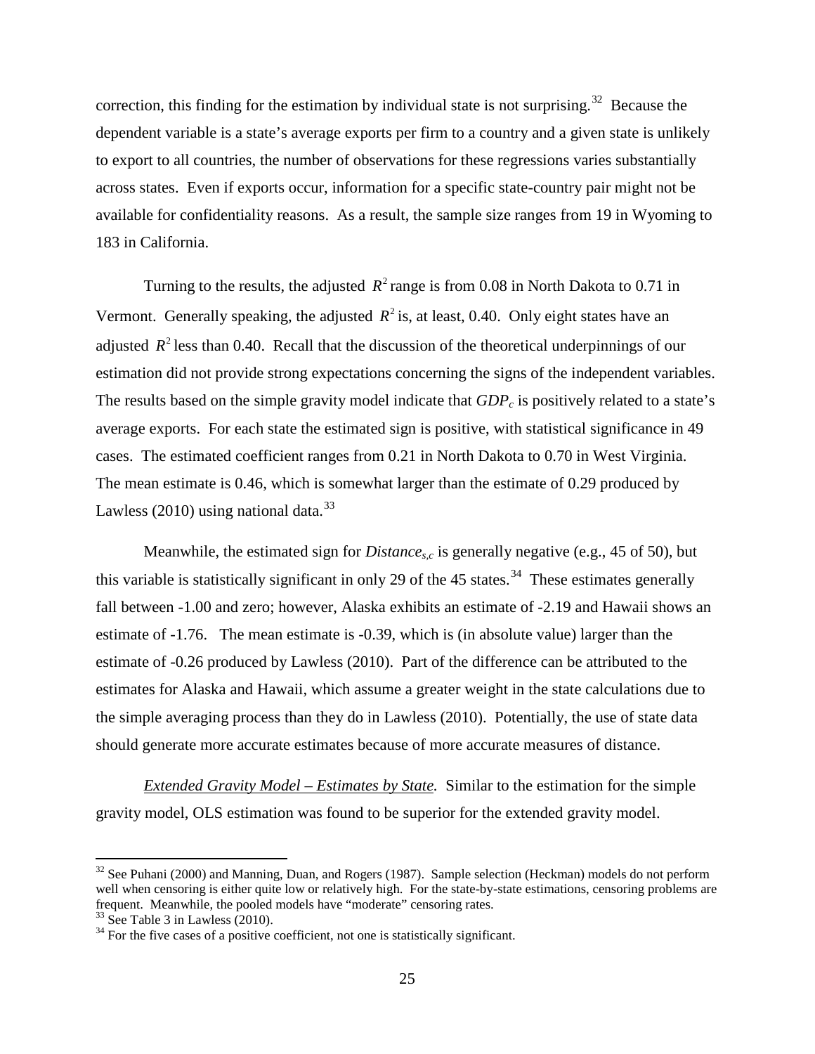correction, this finding for the estimation by individual state is not surprising.[32] Because the dependent variable is a state's average exports per firm to a country and a given state is unlikely to export to all countries, the number of observations for these regressions varies substantially across states. Even if exports occur, information for a specific state-country pair might not be available for confidentiality reasons. As a result, the sample size ranges from 19 in Wyoming to 183 in California.

Turning to the results, the adjusted $R^2$ range is from 0.08 in North Dakota to 0.71 in Vermont. Generally speaking, the adjusted $R^2$ is, at least, 0.40. Only eight states have an adjusted $R^2$ less than 0.40. Recall that the discussion of the theoretical underpinnings of our estimation did not provide strong expectations concerning the signs of the independent variables. The results based on the simple gravity model indicate that $GDP_c$ is positively related to a state's average exports. For each state the estimated sign is positive, with statistical significance in 49 cases. The estimated coefficient ranges from 0.21 in North Dakota to 0.70 in West Virginia. The mean estimate is 0.46, which is somewhat larger than the estimate of 0.29 produced by Lawless (2010) using national data.[33]

Meanwhile, the estimated sign for $Distance_{s,c}$ is generally negative (e.g., 45 of 50), but this variable is statistically significant in only 29 of the 45 states.[34] These estimates generally fall between -1.00 and zero; however, Alaska exhibits an estimate of -2.19 and Hawaii shows an estimate of -1.76. The mean estimate is -0.39, which is (in absolute value) larger than the estimate of -0.26 produced by Lawless (2010). Part of the difference can be attributed to the estimates for Alaska and Hawaii, which assume a greater weight in the state calculations due to the simple averaging process than they do in Lawless (2010). Potentially, the use of state data should generate more accurate estimates because of more accurate measures of distance.

*Extended Gravity Model – Estimates by State.* Similar to the estimation for the simple gravity model, OLS estimation was found to be superior for the extended gravity model.

---

[32] See Puhani (2000) and Manning, Duan, and Rogers (1987). Sample selection (Heckman) models do not perform well when censoring is either quite low or relatively high. For the state-by-state estimations, censoring problems are frequent. Meanwhile, the pooled models have "moderate" censoring rates.

[33] See Table 3 in Lawless (2010).

[34] For the five cases of a positive coefficient, not one is statistically significant.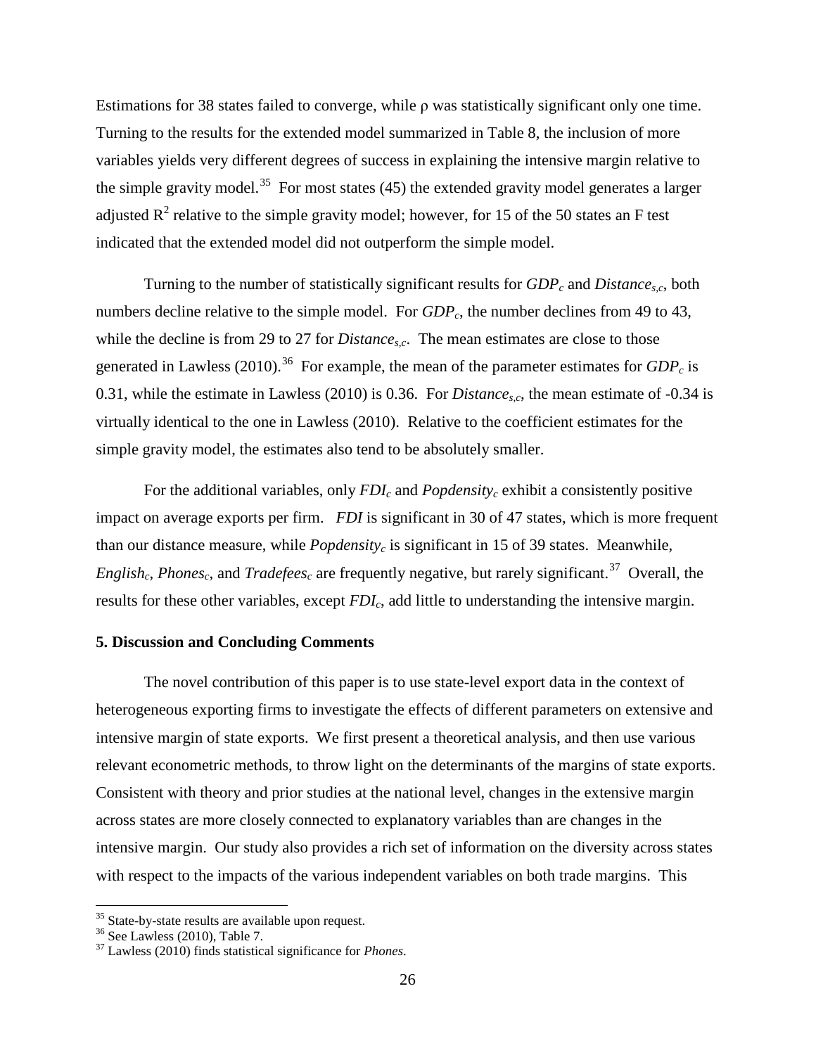Estimations for 38 states failed to converge, while ρ was statistically significant only one time. Turning to the results for the extended model summarized in Table 8, the inclusion of more variables yields very different degrees of success in explaining the intensive margin relative to the simple gravity model.[35] For most states (45) the extended gravity model generates a larger adjusted $R^2$ relative to the simple gravity model; however, for 15 of the 50 states an F test indicated that the extended model did not outperform the simple model.

Turning to the number of statistically significant results for $GDP_c$ and $Distance_{s,c}$, both numbers decline relative to the simple model. For $GDP_c$, the number declines from 49 to 43, while the decline is from 29 to 27 for $Distance_{s,c}$. The mean estimates are close to those generated in Lawless (2010).[36] For example, the mean of the parameter estimates for $GDP_c$ is 0.31, while the estimate in Lawless (2010) is 0.36. For $Distance_{s,c}$, the mean estimate of -0.34 is virtually identical to the one in Lawless (2010). Relative to the coefficient estimates for the simple gravity model, the estimates also tend to be absolutely smaller.

For the additional variables, only $FDI_c$ and $Popdensity_c$ exhibit a consistently positive impact on average exports per firm. *FDI* is significant in 30 of 47 states, which is more frequent than our distance measure, while $Popdensity_c$ is significant in 15 of 39 states. Meanwhile, $English_c$, $Phones_c$, and $Tradefees_c$ are frequently negative, but rarely significant.[37] Overall, the results for these other variables, except $FDI_c$, add little to understanding the intensive margin.

## 5. Discussion and Concluding Comments

The novel contribution of this paper is to use state-level export data in the context of heterogeneous exporting firms to investigate the effects of different parameters on extensive and intensive margin of state exports. We first present a theoretical analysis, and then use various relevant econometric methods, to throw light on the determinants of the margins of state exports. Consistent with theory and prior studies at the national level, changes in the extensive margin across states are more closely connected to explanatory variables than are changes in the intensive margin. Our study also provides a rich set of information on the diversity across states with respect to the impacts of the various independent variables on both trade margins. This

[35] State-by-state results are available upon request.

[36] See Lawless (2010), Table 7.

[37] Lawless (2010) finds statistical significance for *Phones*.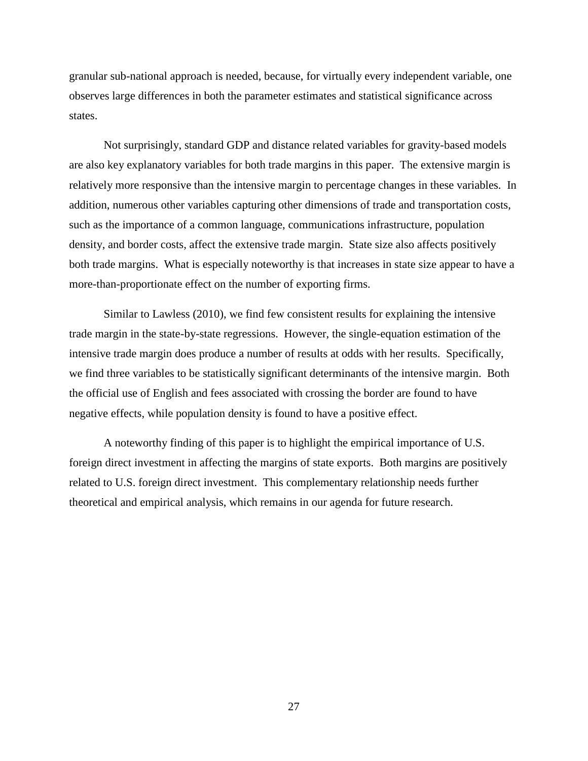granular sub-national approach is needed, because, for virtually every independent variable, one observes large differences in both the parameter estimates and statistical significance across states.

Not surprisingly, standard GDP and distance related variables for gravity-based models are also key explanatory variables for both trade margins in this paper. The extensive margin is relatively more responsive than the intensive margin to percentage changes in these variables. In addition, numerous other variables capturing other dimensions of trade and transportation costs, such as the importance of a common language, communications infrastructure, population density, and border costs, affect the extensive trade margin. State size also affects positively both trade margins. What is especially noteworthy is that increases in state size appear to have a more-than-proportionate effect on the number of exporting firms.

Similar to Lawless (2010), we find few consistent results for explaining the intensive trade margin in the state-by-state regressions. However, the single-equation estimation of the intensive trade margin does produce a number of results at odds with her results. Specifically, we find three variables to be statistically significant determinants of the intensive margin. Both the official use of English and fees associated with crossing the border are found to have negative effects, while population density is found to have a positive effect.

A noteworthy finding of this paper is to highlight the empirical importance of U.S. foreign direct investment in affecting the margins of state exports. Both margins are positively related to U.S. foreign direct investment. This complementary relationship needs further theoretical and empirical analysis, which remains in our agenda for future research.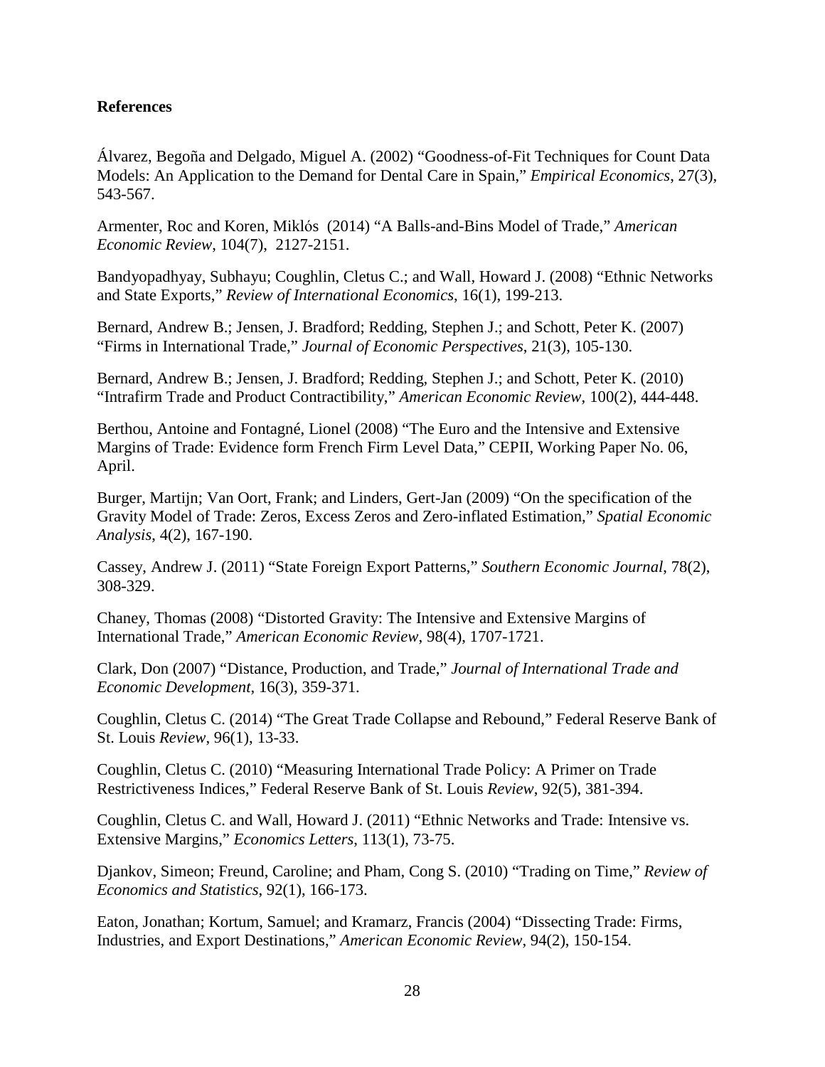**References**

Álvarez, Begoña and Delgado, Miguel A. (2002) "Goodness-of-Fit Techniques for Count Data Models: An Application to the Demand for Dental Care in Spain," *Empirical Economics*, 27(3), 543-567.

Armenter, Roc and Koren, Miklós (2014) "A Balls-and-Bins Model of Trade," *American Economic Review*, 104(7), 2127-2151.

Bandyopadhyay, Subhayu; Coughlin, Cletus C.; and Wall, Howard J. (2008) "Ethnic Networks and State Exports," *Review of International Economics*, 16(1), 199-213.

Bernard, Andrew B.; Jensen, J. Bradford; Redding, Stephen J.; and Schott, Peter K. (2007) "Firms in International Trade," *Journal of Economic Perspectives*, 21(3), 105-130.

Bernard, Andrew B.; Jensen, J. Bradford; Redding, Stephen J.; and Schott, Peter K. (2010) "Intrafirm Trade and Product Contractibility," *American Economic Review*, 100(2), 444-448.

Berthou, Antoine and Fontagné, Lionel (2008) "The Euro and the Intensive and Extensive Margins of Trade: Evidence form French Firm Level Data," CEPII, Working Paper No. 06, April.

Burger, Martijn; Van Oort, Frank; and Linders, Gert-Jan (2009) "On the specification of the Gravity Model of Trade: Zeros, Excess Zeros and Zero-inflated Estimation," *Spatial Economic Analysis*, 4(2), 167-190.

Cassey, Andrew J. (2011) "State Foreign Export Patterns," *Southern Economic Journal*, 78(2), 308-329.

Chaney, Thomas (2008) "Distorted Gravity: The Intensive and Extensive Margins of International Trade," *American Economic Review*, 98(4), 1707-1721.

Clark, Don (2007) "Distance, Production, and Trade," *Journal of International Trade and Economic Development*, 16(3), 359-371.

Coughlin, Cletus C. (2014) "The Great Trade Collapse and Rebound," Federal Reserve Bank of St. Louis *Review*, 96(1), 13-33.

Coughlin, Cletus C. (2010) "Measuring International Trade Policy: A Primer on Trade Restrictiveness Indices," Federal Reserve Bank of St. Louis *Review*, 92(5), 381-394.

Coughlin, Cletus C. and Wall, Howard J. (2011) "Ethnic Networks and Trade: Intensive vs. Extensive Margins," *Economics Letters*, 113(1), 73-75.

Djankov, Simeon; Freund, Caroline; and Pham, Cong S. (2010) "Trading on Time," *Review of Economics and Statistics*, 92(1), 166-173.

Eaton, Jonathan; Kortum, Samuel; and Kramarz, Francis (2004) "Dissecting Trade: Firms, Industries, and Export Destinations," *American Economic Review*, 94(2), 150-154.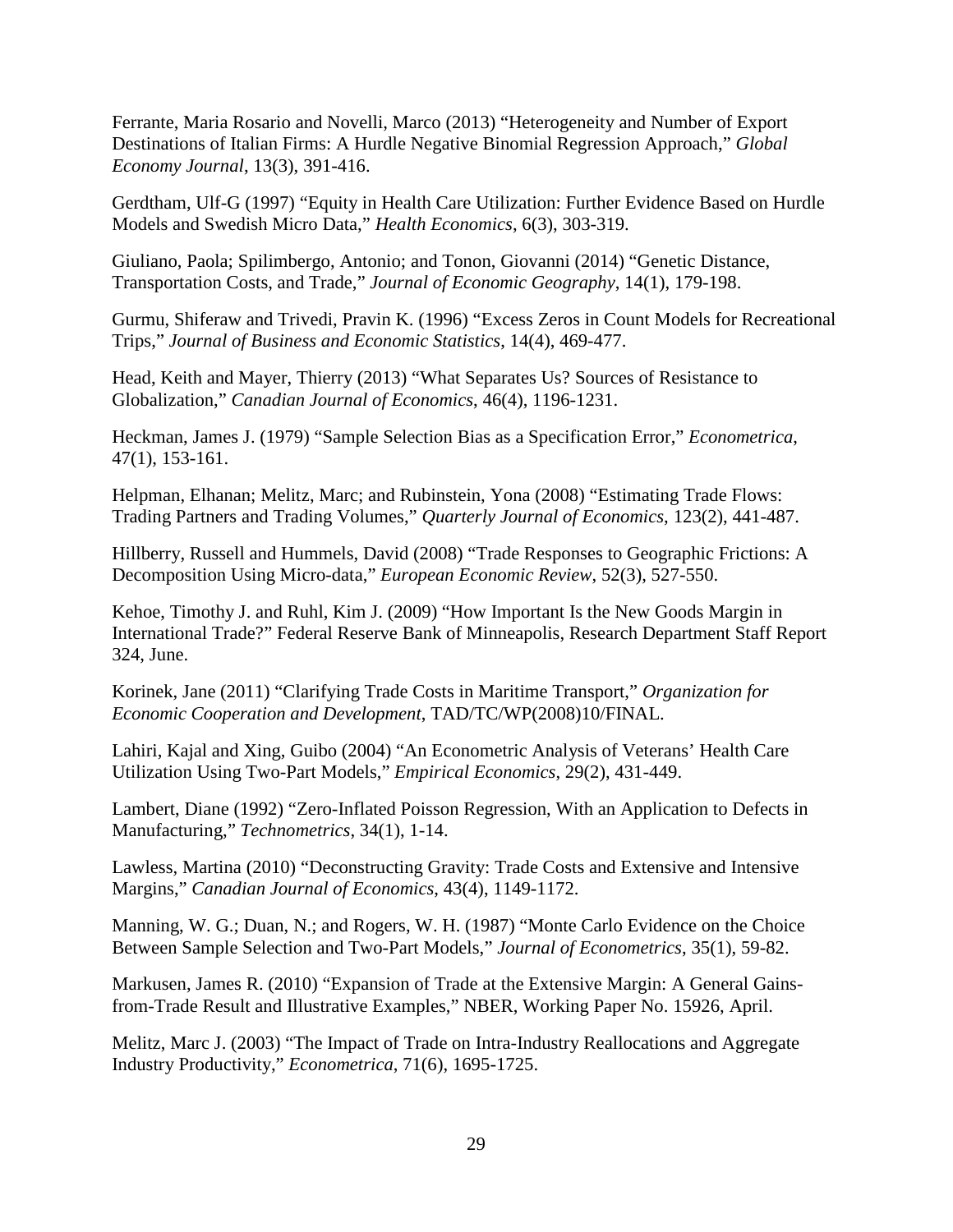Ferrante, Maria Rosario and Novelli, Marco (2013) “Heterogeneity and Number of Export Destinations of Italian Firms: A Hurdle Negative Binomial Regression Approach,” *Global Economy Journal*, 13(3), 391-416.

Gerdtham, Ulf-G (1997) “Equity in Health Care Utilization: Further Evidence Based on Hurdle Models and Swedish Micro Data,” *Health Economics*, 6(3), 303-319.

Giuliano, Paola; Spilimbergo, Antonio; and Tonon, Giovanni (2014) “Genetic Distance, Transportation Costs, and Trade,” *Journal of Economic Geography*, 14(1), 179-198.

Gurmu, Shiferaw and Trivedi, Pravin K. (1996) “Excess Zeros in Count Models for Recreational Trips,” *Journal of Business and Economic Statistics*, 14(4), 469-477.

Head, Keith and Mayer, Thierry (2013) “What Separates Us? Sources of Resistance to Globalization,” *Canadian Journal of Economics*, 46(4), 1196-1231.

Heckman, James J. (1979) “Sample Selection Bias as a Specification Error,” *Econometrica*, 47(1), 153-161.

Helpman, Elhanan; Melitz, Marc; and Rubinstein, Yona (2008) “Estimating Trade Flows: Trading Partners and Trading Volumes,” *Quarterly Journal of Economics*, 123(2), 441-487.

Hillberry, Russell and Hummels, David (2008) “Trade Responses to Geographic Frictions: A Decomposition Using Micro-data,” *European Economic Review*, 52(3), 527-550.

Kehoe, Timothy J. and Ruhl, Kim J. (2009) “How Important Is the New Goods Margin in International Trade?” Federal Reserve Bank of Minneapolis, Research Department Staff Report 324, June.

Korinek, Jane (2011) “Clarifying Trade Costs in Maritime Transport,” *Organization for Economic Cooperation and Development*, TAD/TC/WP(2008)10/FINAL.

Lahiri, Kajal and Xing, Guibo (2004) “An Econometric Analysis of Veterans’ Health Care Utilization Using Two-Part Models,” *Empirical Economics*, 29(2), 431-449.

Lambert, Diane (1992) “Zero-Inflated Poisson Regression, With an Application to Defects in Manufacturing,” *Technometrics*, 34(1), 1-14.

Lawless, Martina (2010) “Deconstructing Gravity: Trade Costs and Extensive and Intensive Margins,” *Canadian Journal of Economics*, 43(4), 1149-1172.

Manning, W. G.; Duan, N.; and Rogers, W. H. (1987) “Monte Carlo Evidence on the Choice Between Sample Selection and Two-Part Models,” *Journal of Econometrics*, 35(1), 59-82.

Markusen, James R. (2010) “Expansion of Trade at the Extensive Margin: A General Gains-from-Trade Result and Illustrative Examples,” NBER, Working Paper No. 15926, April.

Melitz, Marc J. (2003) “The Impact of Trade on Intra-Industry Reallocations and Aggregate Industry Productivity,” *Econometrica*, 71(6), 1695-1725.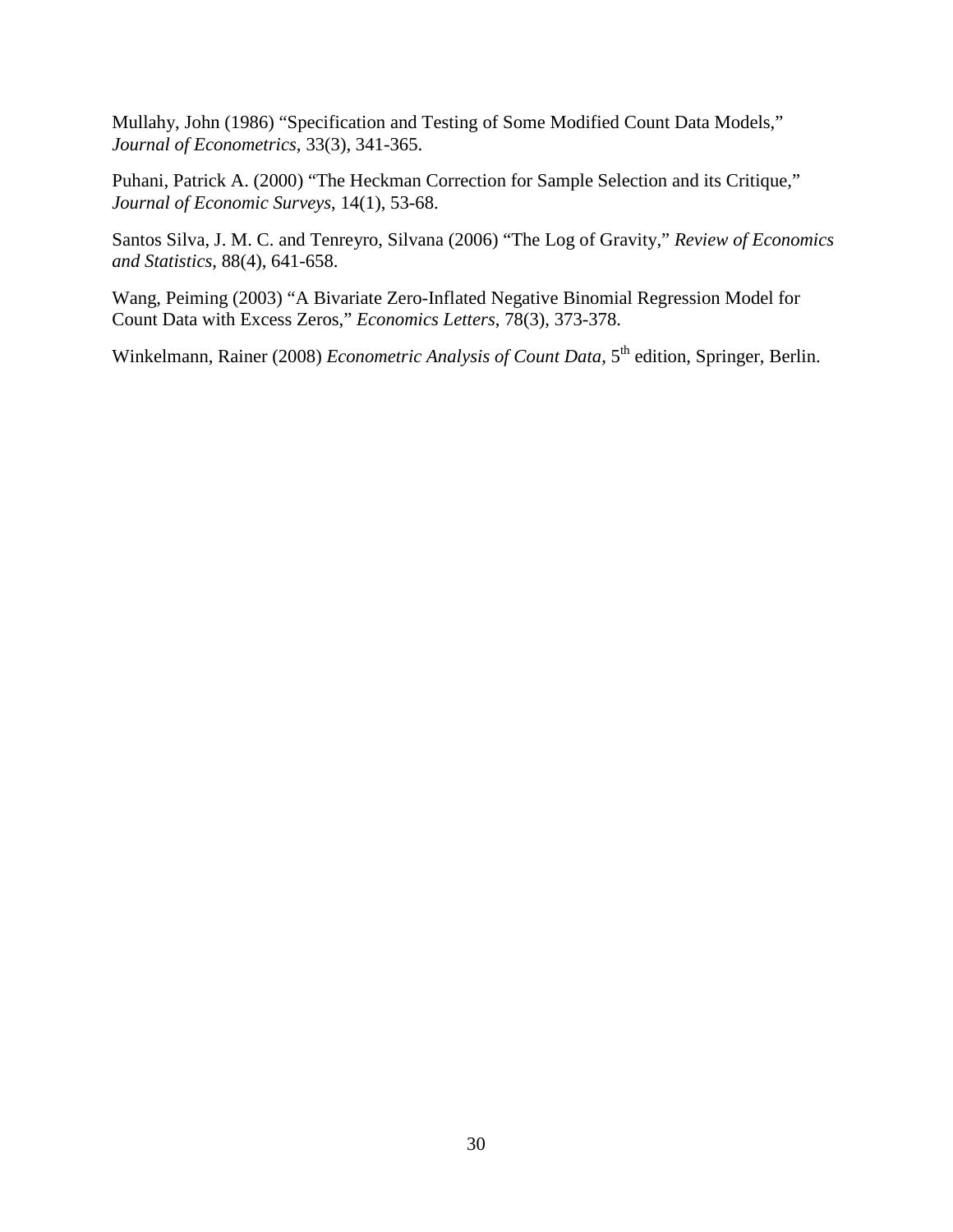Mullahy, John (1986) "Specification and Testing of Some Modified Count Data Models," *Journal of Econometrics*, 33(3), 341-365.

Puhani, Patrick A. (2000) "The Heckman Correction for Sample Selection and its Critique," *Journal of Economic Surveys*, 14(1), 53-68.

Santos Silva, J. M. C. and Tenreyro, Silvana (2006) "The Log of Gravity," *Review of Economics and Statistics*, 88(4), 641-658.

Wang, Peiming (2003) "A Bivariate Zero-Inflated Negative Binomial Regression Model for Count Data with Excess Zeros," *Economics Letters*, 78(3), 373-378.

Winkelmann, Rainer (2008) *Econometric Analysis of Count Data*, 5th edition, Springer, Berlin.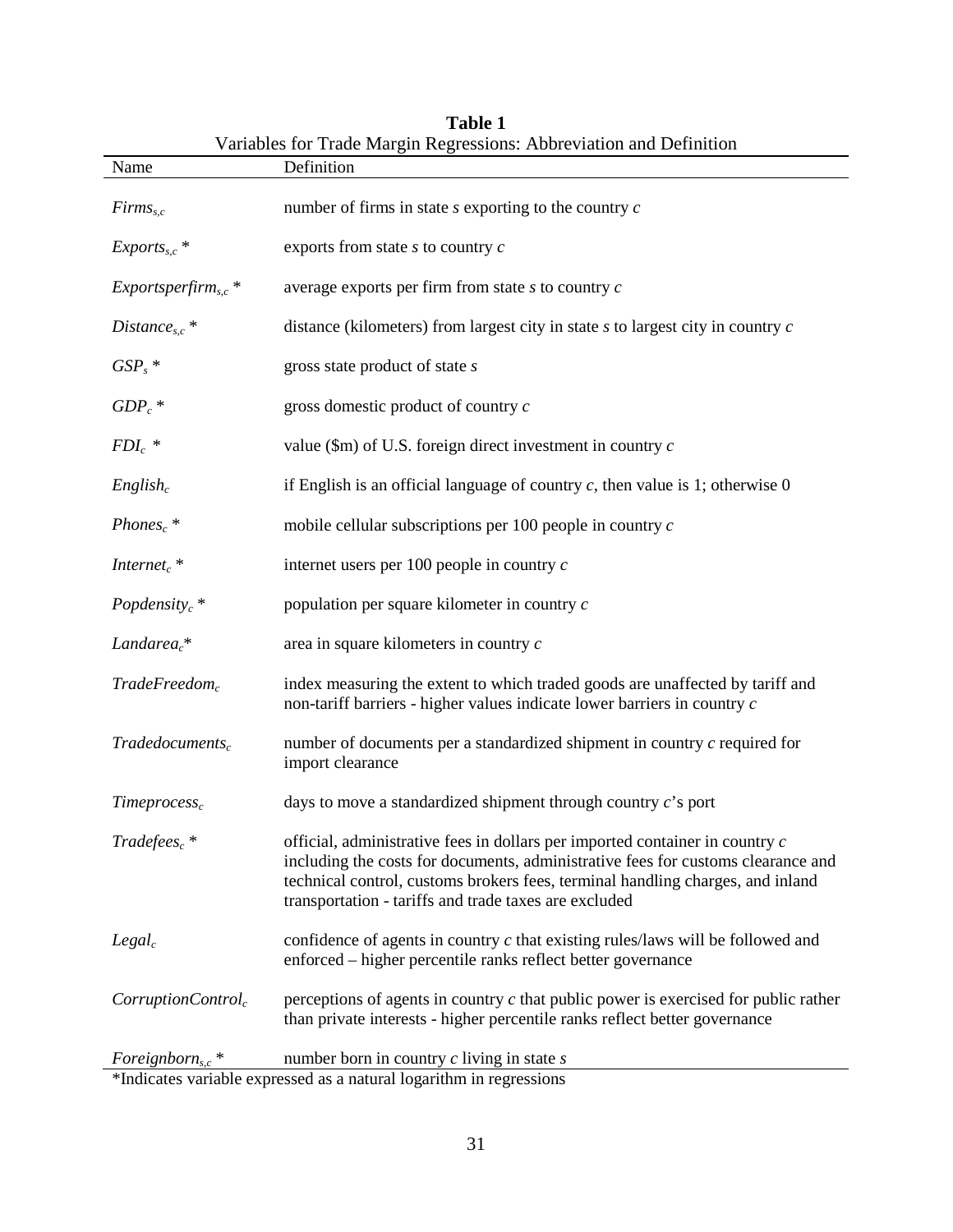**Table 1**

Variables for Trade Margin Regressions: Abbreviation and Definition

| Name | Definition |
|---|---|
| $Firms_{s,c}$ | number of firms in state *s* exporting to the country *c* |
| $Exports_{s,c}$ * | exports from state *s* to country *c* |
| $Exportsperfirm_{s,c}$ * | average exports per firm from state *s* to country *c* |
| $Distance_{s,c}$ * | distance (kilometers) from largest city in state *s* to largest city in country *c* |
| $GSP_s$ * | gross state product of state *s* |
| $GDP_c$ * | gross domestic product of country *c* |
| $FDI_c$ * | value ($m) of U.S. foreign direct investment in country *c* |
| $English_c$ | if English is an official language of country *c*, then value is 1; otherwise 0 |
| $Phones_c$ * | mobile cellular subscriptions per 100 people in country *c* |
| $Internet_c$ * | internet users per 100 people in country *c* |
| $Popdensity_c$ * | population per square kilometer in country *c* |
| $Landarea_c$* | area in square kilometers in country *c* |
| $TradeFreedom_c$ | index measuring the extent to which traded goods are unaffected by tariff and non-tariff barriers - higher values indicate lower barriers in country *c* |
| $Tradedocuments_c$ | number of documents per a standardized shipment in country *c* required for import clearance |
| $Timeprocess_c$ | days to move a standardized shipment through country *c*'s port |
| $Tradefees_c$ * | official, administrative fees in dollars per imported container in country *c* including the costs for documents, administrative fees for customs clearance and technical control, customs brokers fees, terminal handling charges, and inland transportation - tariffs and trade taxes are excluded |
| $Legal_c$ | confidence of agents in country *c* that existing rules/laws will be followed and enforced – higher percentile ranks reflect better governance |
| $CorruptionControl_c$ | perceptions of agents in country *c* that public power is exercised for public rather than private interests - higher percentile ranks reflect better governance |
| $Foreignborn_{s,c}$ * | number born in country *c* living in state *s* |

*Indicates variable expressed as a natural logarithm in regressions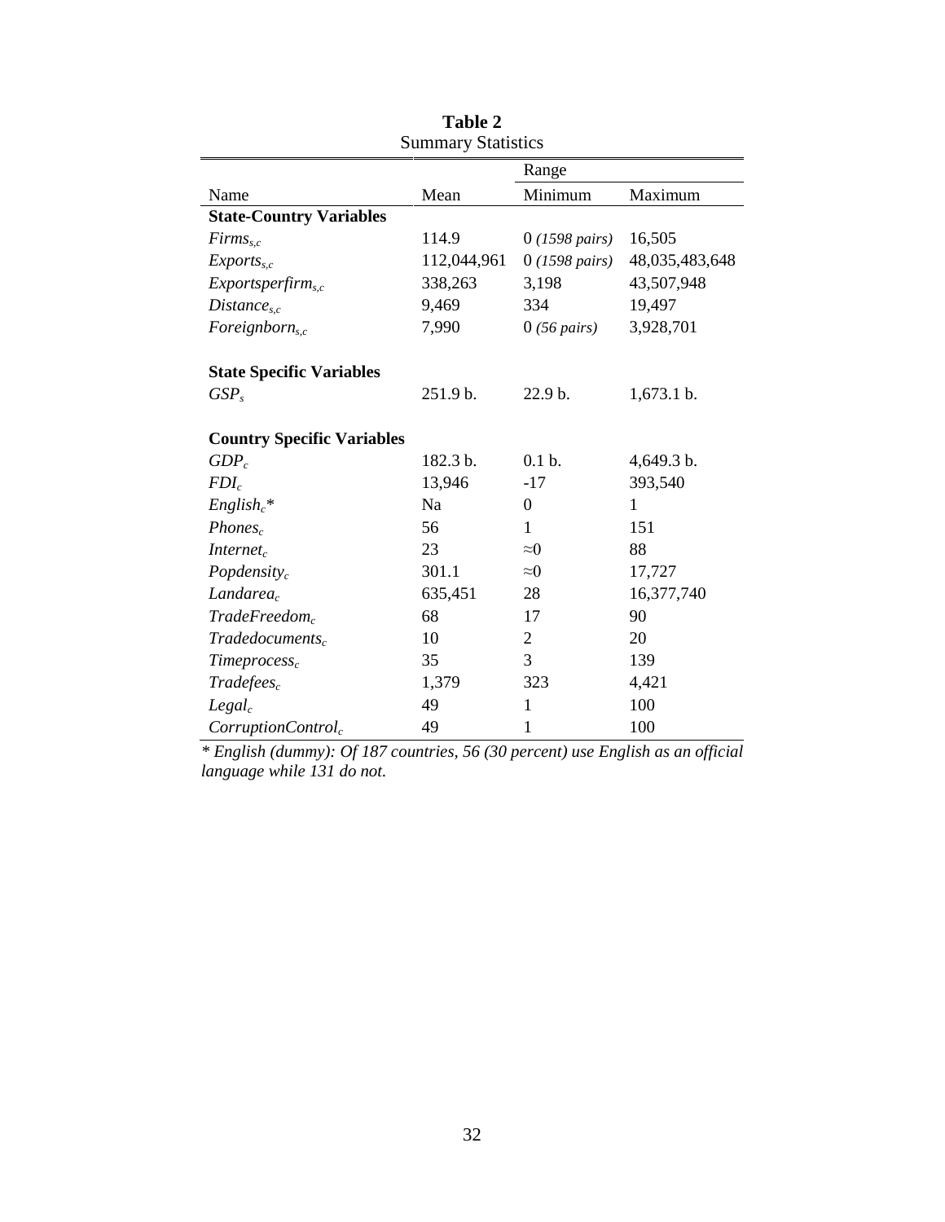**Table 2**
Summary Statistics

| Name | Mean | Range | |
|---|---|---|---|
| | | Minimum | Maximum |
| **State-Country Variables** | | | |
| $Firms_{s,c}$ | 114.9 | 0 *(1598 pairs)* | 16,505 |
| $Exports_{s,c}$ | 112,044,961 | 0 *(1598 pairs)* | 48,035,483,648 |
| $Exportsperfirm_{s,c}$ | 338,263 | 3,198 | 43,507,948 |
| $Distance_{s,c}$ | 9,469 | 334 | 19,497 |
| $Foreignborn_{s,c}$ | 7,990 | 0 *(56 pairs)* | 3,928,701 |
| | | | |
| **State Specific Variables** | | | |
| $GSP_s$ | 251.9 b. | 22.9 b. | 1,673.1 b. |
| | | | |
| **Country Specific Variables** | | | |
| $GDP_c$ | 182.3 b. | 0.1 b. | 4,649.3 b. |
| $FDI_c$ | 13,946 | -17 | 393,540 |
| $English_c$* | Na | 0 | 1 |
| $Phones_c$ | 56 | 1 | 151 |
| $Internet_c$ | 23 | $\approx 0$ | 88 |
| $Popdensity_c$ | 301.1 | $\approx 0$ | 17,727 |
| $Landarea_c$ | 635,451 | 28 | 16,377,740 |
| $TradeFreedom_c$ | 68 | 17 | 90 |
| $Tradedocuments_c$ | 10 | 2 | 20 |
| $Timeprocess_c$ | 35 | 3 | 139 |
| $Tradefees_c$ | 1,379 | 323 | 4,421 |
| $Legal_c$ | 49 | 1 | 100 |
| $CorruptionControl_c$ | 49 | 1 | 100 |

*\* English (dummy): Of 187 countries, 56 (30 percent) use English as an official language while 131 do not.*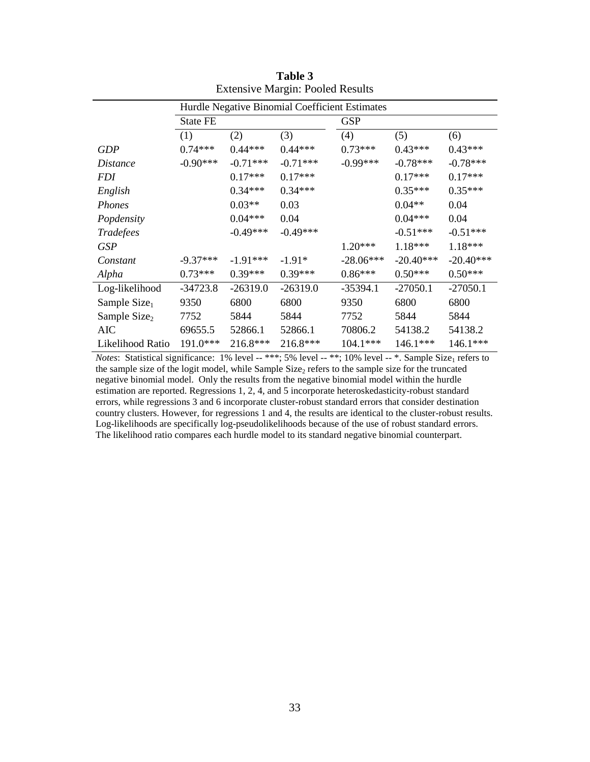**Table 3**
Extensive Margin: Pooled Results

| | Hurdle Negative Binomial Coefficient Estimates | | | | | |
|---|---|---|---|---|---|---|
| | State FE | | | GSP | | |
| | (1) | (2) | (3) | (4) | (5) | (6) |
| *GDP* | 0.74*** | 0.44*** | 0.44*** | 0.73*** | 0.43*** | 0.43*** |
| *Distance* | -0.90*** | -0.71*** | -0.71*** | -0.99*** | -0.78*** | -0.78*** |
| *FDI* | | 0.17*** | 0.17*** | | 0.17*** | 0.17*** |
| *English* | | 0.34*** | 0.34*** | | 0.35*** | 0.35*** |
| *Phones* | | 0.03** | 0.03 | | 0.04** | 0.04 |
| *Popdensity* | | 0.04*** | 0.04 | | 0.04*** | 0.04 |
| *Tradefees* | | -0.49*** | -0.49*** | | -0.51*** | -0.51*** |
| *GSP* | | | | 1.20*** | 1.18*** | 1.18*** |
| *Constant* | -9.37*** | -1.91*** | -1.91* | -28.06*** | -20.40*** | -20.40*** |
| *Alpha* | 0.73*** | 0.39*** | 0.39*** | 0.86*** | 0.50*** | 0.50*** |
| Log-likelihood | -34723.8 | -26319.0 | -26319.0 | -35394.1 | -27050.1 | -27050.1 |
| Sample Size$_1$ | 9350 | 6800 | 6800 | 9350 | 6800 | 6800 |
| Sample Size$_2$ | 7752 | 5844 | 5844 | 7752 | 5844 | 5844 |
| AIC | 69655.5 | 52866.1 | 52866.1 | 70806.2 | 54138.2 | 54138.2 |
| Likelihood Ratio | 191.0*** | 216.8*** | 216.8*** | 104.1*** | 146.1*** | 146.1*** |

*Notes*: Statistical significance: 1% level -- ***; 5% level -- **; 10% level -- *. Sample Size$_1$ refers to the sample size of the logit model, while Sample Size$_2$ refers to the sample size for the truncated negative binomial model. Only the results from the negative binomial model within the hurdle estimation are reported. Regressions 1, 2, 4, and 5 incorporate heteroskedasticity-robust standard errors, while regressions 3 and 6 incorporate cluster-robust standard errors that consider destination country clusters. However, for regressions 1 and 4, the results are identical to the cluster-robust results. Log-likelihoods are specifically log-pseudolikelihoods because of the use of robust standard errors. The likelihood ratio compares each hurdle model to its standard negative binomial counterpart.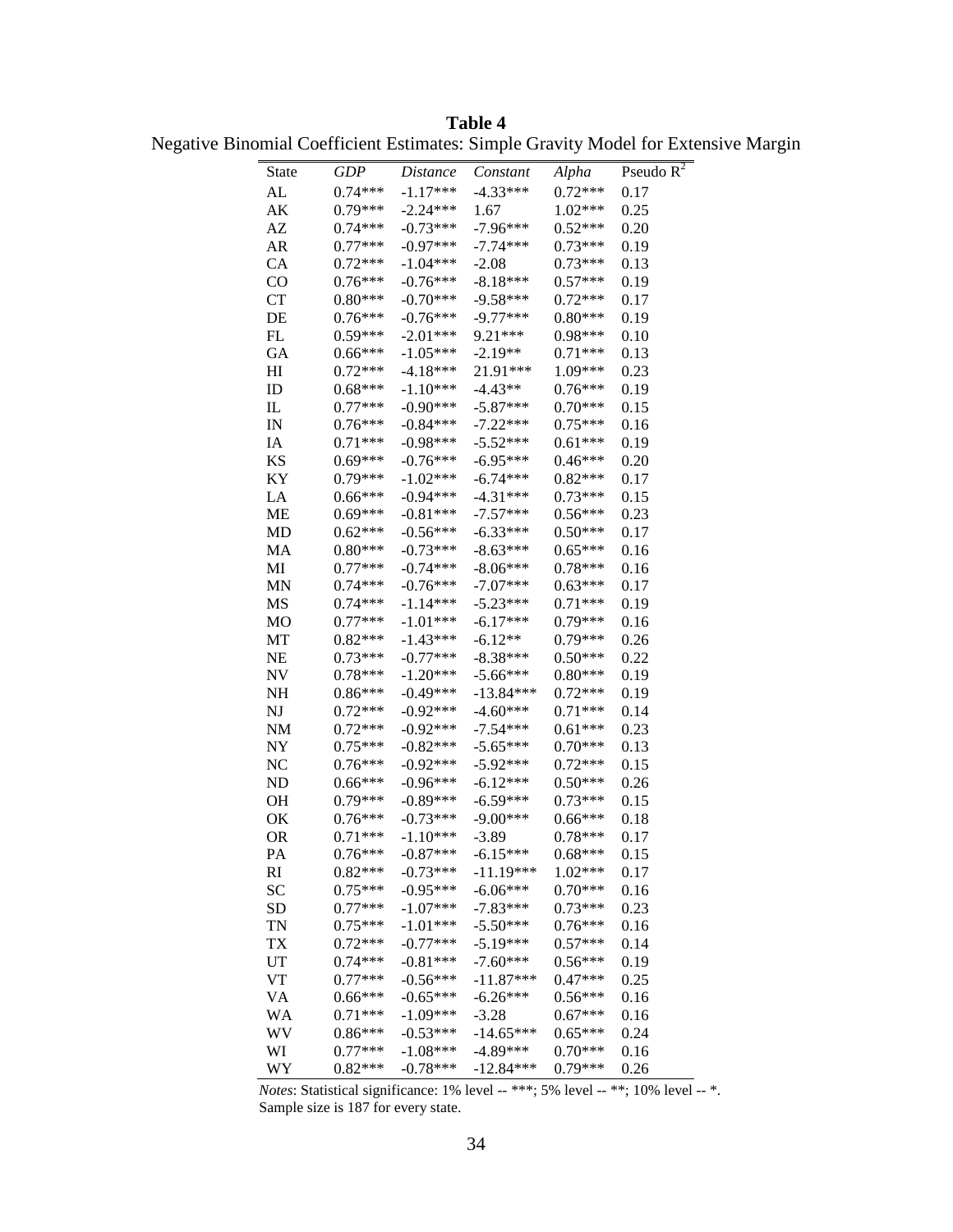**Table 4**

Negative Binomial Coefficient Estimates: Simple Gravity Model for Extensive Margin

| State | *GDP* | *Distance* | *Constant* | *Alpha* | Pseudo $R^2$ |
|---|---|---|---|---|---|
| AL | 0.74*** | -1.17*** | -4.33*** | 0.72*** | 0.17 |
| AK | 0.79*** | -2.24*** | 1.67 | 1.02*** | 0.25 |
| AZ | 0.74*** | -0.73*** | -7.96*** | 0.52*** | 0.20 |
| AR | 0.77*** | -0.97*** | -7.74*** | 0.73*** | 0.19 |
| CA | 0.72*** | -1.04*** | -2.08 | 0.73*** | 0.13 |
| CO | 0.76*** | -0.76*** | -8.18*** | 0.57*** | 0.19 |
| CT | 0.80*** | -0.70*** | -9.58*** | 0.72*** | 0.17 |
| DE | 0.76*** | -0.76*** | -9.77*** | 0.80*** | 0.19 |
| FL | 0.59*** | -2.01*** | 9.21*** | 0.98*** | 0.10 |
| GA | 0.66*** | -1.05*** | -2.19** | 0.71*** | 0.13 |
| HI | 0.72*** | -4.18*** | 21.91*** | 1.09*** | 0.23 |
| ID | 0.68*** | -1.10*** | -4.43** | 0.76*** | 0.19 |
| IL | 0.77*** | -0.90*** | -5.87*** | 0.70*** | 0.15 |
| IN | 0.76*** | -0.84*** | -7.22*** | 0.75*** | 0.16 |
| IA | 0.71*** | -0.98*** | -5.52*** | 0.61*** | 0.19 |
| KS | 0.69*** | -0.76*** | -6.95*** | 0.46*** | 0.20 |
| KY | 0.79*** | -1.02*** | -6.74*** | 0.82*** | 0.17 |
| LA | 0.66*** | -0.94*** | -4.31*** | 0.73*** | 0.15 |
| ME | 0.69*** | -0.81*** | -7.57*** | 0.56*** | 0.23 |
| MD | 0.62*** | -0.56*** | -6.33*** | 0.50*** | 0.17 |
| MA | 0.80*** | -0.73*** | -8.63*** | 0.65*** | 0.16 |
| MI | 0.77*** | -0.74*** | -8.06*** | 0.78*** | 0.16 |
| MN | 0.74*** | -0.76*** | -7.07*** | 0.63*** | 0.17 |
| MS | 0.74*** | -1.14*** | -5.23*** | 0.71*** | 0.19 |
| MO | 0.77*** | -1.01*** | -6.17*** | 0.79*** | 0.16 |
| MT | 0.82*** | -1.43*** | -6.12** | 0.79*** | 0.26 |
| NE | 0.73*** | -0.77*** | -8.38*** | 0.50*** | 0.22 |
| NV | 0.78*** | -1.20*** | -5.66*** | 0.80*** | 0.19 |
| NH | 0.86*** | -0.49*** | -13.84*** | 0.72*** | 0.19 |
| NJ | 0.72*** | -0.92*** | -4.60*** | 0.71*** | 0.14 |
| NM | 0.72*** | -0.92*** | -7.54*** | 0.61*** | 0.23 |
| NY | 0.75*** | -0.82*** | -5.65*** | 0.70*** | 0.13 |
| NC | 0.76*** | -0.92*** | -5.92*** | 0.72*** | 0.15 |
| ND | 0.66*** | -0.96*** | -6.12*** | 0.50*** | 0.26 |
| OH | 0.79*** | -0.89*** | -6.59*** | 0.73*** | 0.15 |
| OK | 0.76*** | -0.73*** | -9.00*** | 0.66*** | 0.18 |
| OR | 0.71*** | -1.10*** | -3.89 | 0.78*** | 0.17 |
| PA | 0.76*** | -0.87*** | -6.15*** | 0.68*** | 0.15 |
| RI | 0.82*** | -0.73*** | -11.19*** | 1.02*** | 0.17 |
| SC | 0.75*** | -0.95*** | -6.06*** | 0.70*** | 0.16 |
| SD | 0.77*** | -1.07*** | -7.83*** | 0.73*** | 0.23 |
| TN | 0.75*** | -1.01*** | -5.50*** | 0.76*** | 0.16 |
| TX | 0.72*** | -0.77*** | -5.19*** | 0.57*** | 0.14 |
| UT | 0.74*** | -0.81*** | -7.60*** | 0.56*** | 0.19 |
| VT | 0.77*** | -0.56*** | -11.87*** | 0.47*** | 0.25 |
| VA | 0.66*** | -0.65*** | -6.26*** | 0.56*** | 0.16 |
| WA | 0.71*** | -1.09*** | -3.28 | 0.67*** | 0.16 |
| WV | 0.86*** | -0.53*** | -14.65*** | 0.65*** | 0.24 |
| WI | 0.77*** | -1.08*** | -4.89*** | 0.70*** | 0.16 |
| WY | 0.82*** | -0.78*** | -12.84*** | 0.79*** | 0.26 |

*Notes*: Statistical significance: 1% level -- ***; 5% level -- **; 10% level -- *. Sample size is 187 for every state.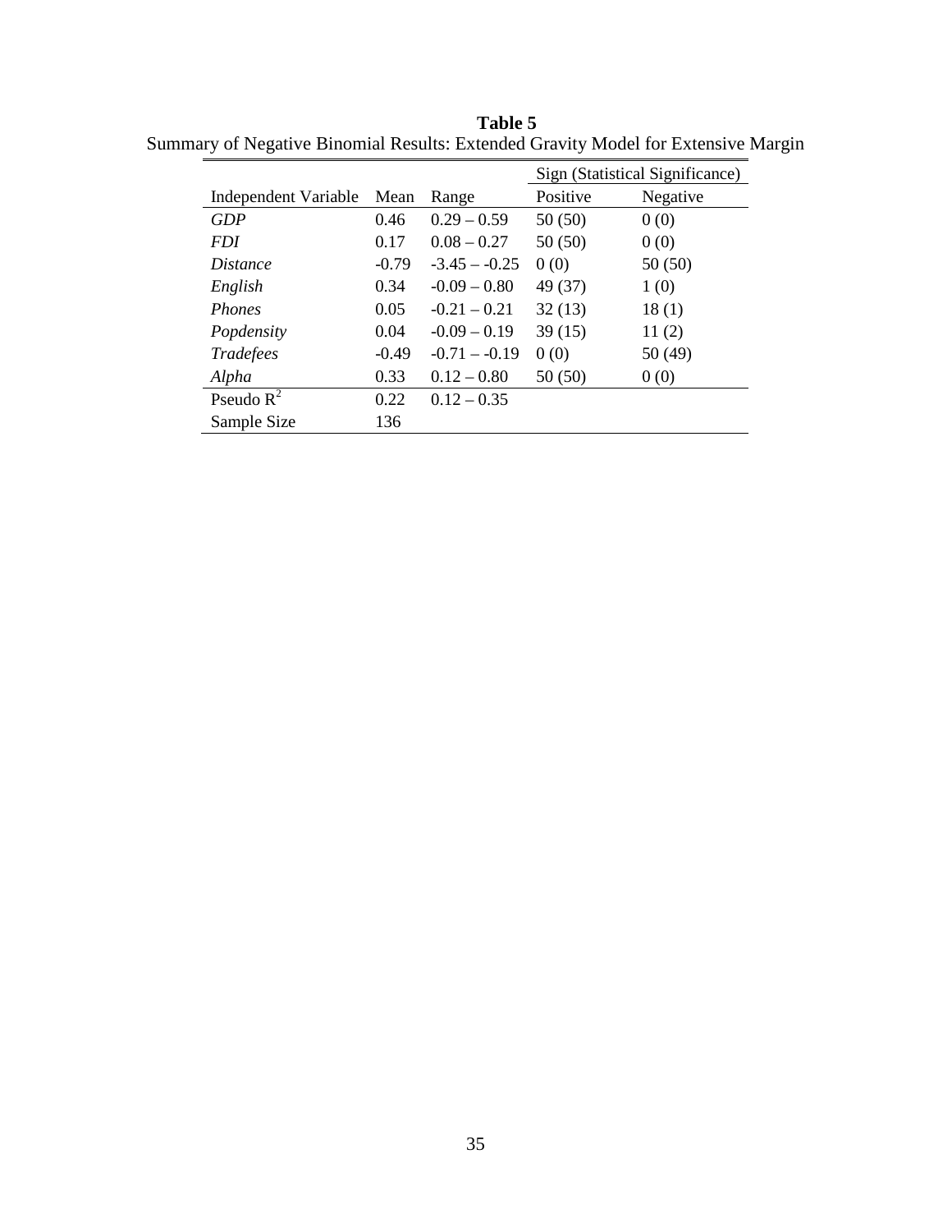**Table 5**

Summary of Negative Binomial Results: Extended Gravity Model for Extensive Margin

| | | | Sign (Statistical Significance) | |
|---|---|---|---|---|
| Independent Variable | Mean | Range | Positive | Negative |
| *GDP* | 0.46 | 0.29 – 0.59 | 50 (50) | 0 (0) |
| *FDI* | 0.17 | 0.08 – 0.27 | 50 (50) | 0 (0) |
| *Distance* | -0.79 | -3.45 – -0.25 | 0 (0) | 50 (50) |
| *English* | 0.34 | -0.09 – 0.80 | 49 (37) | 1 (0) |
| *Phones* | 0.05 | -0.21 – 0.21 | 32 (13) | 18 (1) |
| *Popdensity* | 0.04 | -0.09 – 0.19 | 39 (15) | 11 (2) |
| *Tradefees* | -0.49 | -0.71 – -0.19 | 0 (0) | 50 (49) |
| *Alpha* | 0.33 | 0.12 – 0.80 | 50 (50) | 0 (0) |
| Pseudo $R^2$ | 0.22 | 0.12 – 0.35 | | |
| Sample Size | 136 | | | |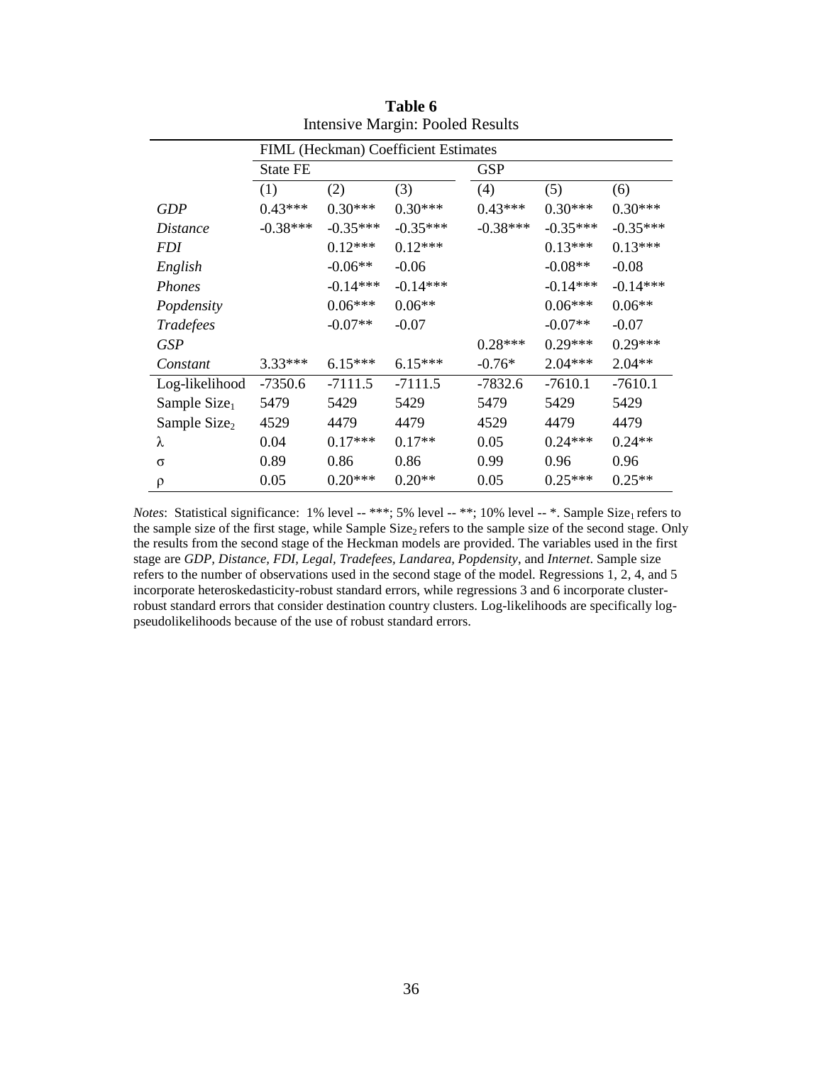**Table 6**
Intensive Margin: Pooled Results

| | FIML (Heckman) Coefficient Estimates | | | | | |
|---|---|---|---|---|---|---|
| | State FE | | | GSP | | |
| | (1) | (2) | (3) | (4) | (5) | (6) |
| *GDP* | 0.43*** | 0.30*** | 0.30*** | 0.43*** | 0.30*** | 0.30*** |
| *Distance* | -0.38*** | -0.35*** | -0.35*** | -0.38*** | -0.35*** | -0.35*** |
| *FDI* | | 0.12*** | 0.12*** | | 0.13*** | 0.13*** |
| *English* | | -0.06** | -0.06 | | -0.08** | -0.08 |
| *Phones* | | -0.14*** | -0.14*** | | -0.14*** | -0.14*** |
| *Popdensity* | | 0.06*** | 0.06** | | 0.06*** | 0.06** |
| *Tradefees* | | -0.07** | -0.07 | | -0.07** | -0.07 |
| *GSP* | | | | 0.28*** | 0.29*** | 0.29*** |
| *Constant* | 3.33*** | 6.15*** | 6.15*** | -0.76* | 2.04*** | 2.04** |
| Log-likelihood | -7350.6 | -7111.5 | -7111.5 | -7832.6 | -7610.1 | -7610.1 |
| Sample $\text{Size}_1$ | 5479 | 5429 | 5429 | 5479 | 5429 | 5429 |
| Sample $\text{Size}_2$ | 4529 | 4479 | 4479 | 4529 | 4479 | 4479 |
| $\lambda$ | 0.04 | 0.17*** | 0.17** | 0.05 | 0.24*** | 0.24** |
| $\sigma$ | 0.89 | 0.86 | 0.86 | 0.99 | 0.96 | 0.96 |
| $\rho$ | 0.05 | 0.20*** | 0.20** | 0.05 | 0.25*** | 0.25** |

*Notes*: Statistical significance: 1% level -- ***; 5% level -- **; 10% level -- *. Sample $\text{Size}_1$ refers to the sample size of the first stage, while Sample $\text{Size}_2$ refers to the sample size of the second stage. Only the results from the second stage of the Heckman models are provided. The variables used in the first stage are *GDP*, *Distance*, *FDI*, *Legal*, *Tradefees*, *Landarea*, *Popdensity*, and *Internet*. Sample size refers to the number of observations used in the second stage of the model. Regressions 1, 2, 4, and 5 incorporate heteroskedasticity-robust standard errors, while regressions 3 and 6 incorporate cluster-robust standard errors that consider destination country clusters. Log-likelihoods are specifically log-pseudolikelihoods because of the use of robust standard errors.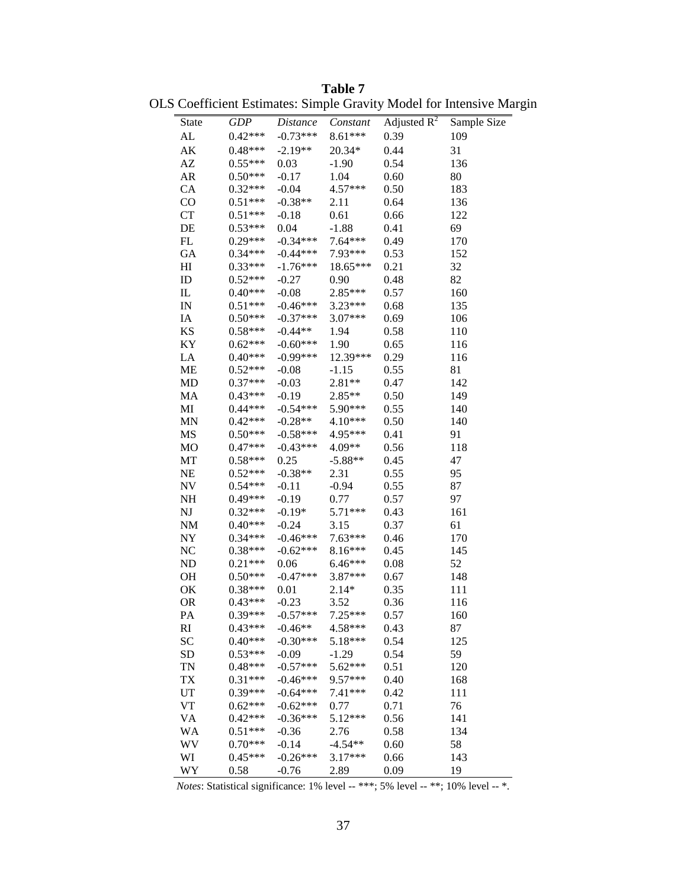**Table 7**

OLS Coefficient Estimates: Simple Gravity Model for Intensive Margin

| State | *GDP* | *Distance* | *Constant* | Adjusted $R^2$ | Sample Size |
|---|---|---|---|---|---|
| AL | 0.42*** | -0.73*** | 8.61*** | 0.39 | 109 |
| AK | 0.48*** | -2.19** | 20.34* | 0.44 | 31 |
| AZ | 0.55*** | 0.03 | -1.90 | 0.54 | 136 |
| AR | 0.50*** | -0.17 | 1.04 | 0.60 | 80 |
| CA | 0.32*** | -0.04 | 4.57*** | 0.50 | 183 |
| CO | 0.51*** | -0.38** | 2.11 | 0.64 | 136 |
| CT | 0.51*** | -0.18 | 0.61 | 0.66 | 122 |
| DE | 0.53*** | 0.04 | -1.88 | 0.41 | 69 |
| FL | 0.29*** | -0.34*** | 7.64*** | 0.49 | 170 |
| GA | 0.34*** | -0.44*** | 7.93*** | 0.53 | 152 |
| HI | 0.33*** | -1.76*** | 18.65*** | 0.21 | 32 |
| ID | 0.52*** | -0.27 | 0.90 | 0.48 | 82 |
| IL | 0.40*** | -0.08 | 2.85*** | 0.57 | 160 |
| IN | 0.51*** | -0.46*** | 3.23*** | 0.68 | 135 |
| IA | 0.50*** | -0.37*** | 3.07*** | 0.69 | 106 |
| KS | 0.58*** | -0.44** | 1.94 | 0.58 | 110 |
| KY | 0.62*** | -0.60*** | 1.90 | 0.65 | 116 |
| LA | 0.40*** | -0.99*** | 12.39*** | 0.29 | 116 |
| ME | 0.52*** | -0.08 | -1.15 | 0.55 | 81 |
| MD | 0.37*** | -0.03 | 2.81** | 0.47 | 142 |
| MA | 0.43*** | -0.19 | 2.85** | 0.50 | 149 |
| MI | 0.44*** | -0.54*** | 5.90*** | 0.55 | 140 |
| MN | 0.42*** | -0.28** | 4.10*** | 0.50 | 140 |
| MS | 0.50*** | -0.58*** | 4.95*** | 0.41 | 91 |
| MO | 0.47*** | -0.43*** | 4.09** | 0.56 | 118 |
| MT | 0.58*** | 0.25 | -5.88** | 0.45 | 47 |
| NE | 0.52*** | -0.38** | 2.31 | 0.55 | 95 |
| NV | 0.54*** | -0.11 | -0.94 | 0.55 | 87 |
| NH | 0.49*** | -0.19 | 0.77 | 0.57 | 97 |
| NJ | 0.32*** | -0.19* | 5.71*** | 0.43 | 161 |
| NM | 0.40*** | -0.24 | 3.15 | 0.37 | 61 |
| NY | 0.34*** | -0.46*** | 7.63*** | 0.46 | 170 |
| NC | 0.38*** | -0.62*** | 8.16*** | 0.45 | 145 |
| ND | 0.21*** | 0.06 | 6.46*** | 0.08 | 52 |
| OH | 0.50*** | -0.47*** | 3.87*** | 0.67 | 148 |
| OK | 0.38*** | 0.01 | 2.14* | 0.35 | 111 |
| OR | 0.43*** | -0.23 | 3.52 | 0.36 | 116 |
| PA | 0.39*** | -0.57*** | 7.25*** | 0.57 | 160 |
| RI | 0.43*** | -0.46** | 4.58*** | 0.43 | 87 |
| SC | 0.40*** | -0.30*** | 5.18*** | 0.54 | 125 |
| SD | 0.53*** | -0.09 | -1.29 | 0.54 | 59 |
| TN | 0.48*** | -0.57*** | 5.62*** | 0.51 | 120 |
| TX | 0.31*** | -0.46*** | 9.57*** | 0.40 | 168 |
| UT | 0.39*** | -0.64*** | 7.41*** | 0.42 | 111 |
| VT | 0.62*** | -0.62*** | 0.77 | 0.71 | 76 |
| VA | 0.42*** | -0.36*** | 5.12*** | 0.56 | 141 |
| WA | 0.51*** | -0.36 | 2.76 | 0.58 | 134 |
| WV | 0.70*** | -0.14 | -4.54** | 0.60 | 58 |
| WI | 0.45*** | -0.26*** | 3.17*** | 0.66 | 143 |
| WY | 0.58 | -0.76 | 2.89 | 0.09 | 19 |

*Notes*: Statistical significance: 1% level -- ***; 5% level -- **; 10% level -- *.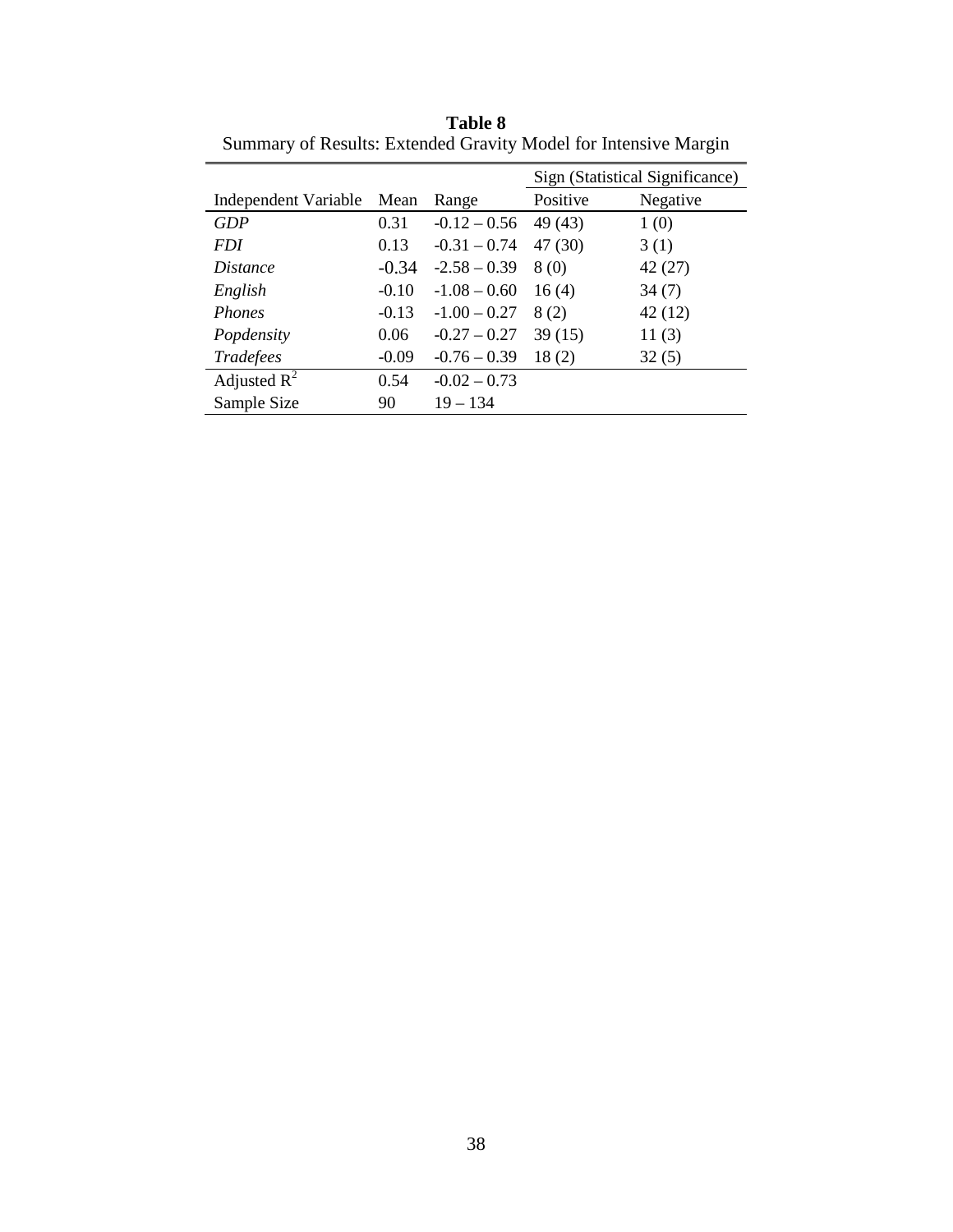**Table 8**

Summary of Results: Extended Gravity Model for Intensive Margin

| | | | Sign (Statistical Significance) | |
|---|---|---|---|---|
| Independent Variable | Mean | Range | Positive | Negative |
| *GDP* | 0.31 | -0.12 – 0.56 | 49 (43) | 1 (0) |
| *FDI* | 0.13 | -0.31 – 0.74 | 47 (30) | 3 (1) |
| *Distance* | -0.34 | -2.58 – 0.39 | 8 (0) | 42 (27) |
| *English* | -0.10 | -1.08 – 0.60 | 16 (4) | 34 (7) |
| *Phones* | -0.13 | -1.00 – 0.27 | 8 (2) | 42 (12) |
| *Popdensity* | 0.06 | -0.27 – 0.27 | 39 (15) | 11 (3) |
| *Tradefees* | -0.09 | -0.76 – 0.39 | 18 (2) | 32 (5) |
| Adjusted $R^2$ | 0.54 | -0.02 – 0.73 | | |
| Sample Size | 90 | 19 – 134 | | |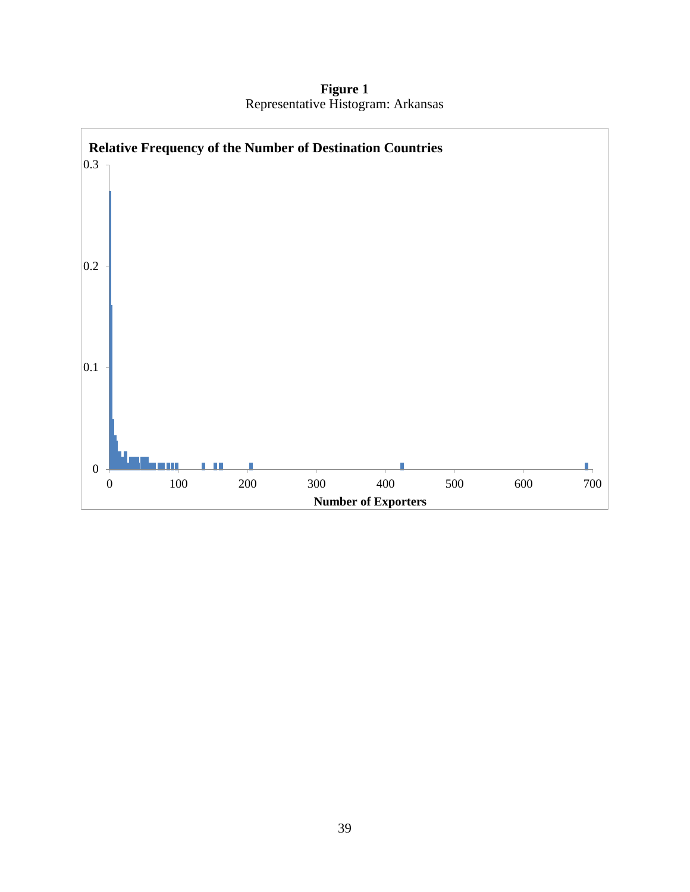**Figure 1**

Representative Histogram: Arkansas

**Relative Frequency of the Number of Destination Countries**

0.3

0.2

0.1

0

0 100 200 300 400 500 600 700

**Number of Exporters**